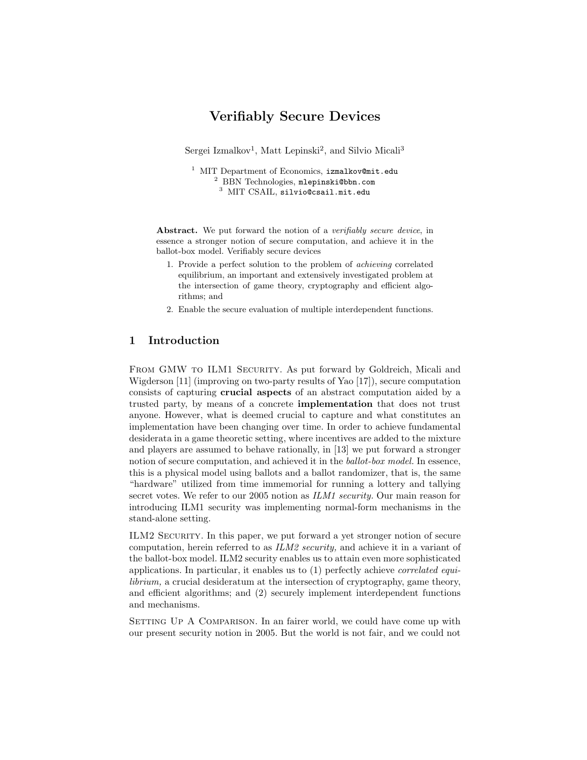# Verifiably Secure Devices

Sergei Izmalkov[1], Matt Lepinski[2], and Silvio Micali[3]

[1] MIT Department of Economics, izmalkov@mit.edu
[2] BBN Technologies, mlepinski@bbn.com
[3] MIT CSAIL, silvio@csail.mit.edu

**Abstract.** We put forward the notion of a *verifiably secure device*, in essence a stronger notion of secure computation, and achieve it in the ballot-box model. Verifiably secure devices

1. Provide a perfect solution to the problem of *achieving* correlated equilibrium, an important and extensively investigated problem at the intersection of game theory, cryptography and efficient algorithms; and
2. Enable the secure evaluation of multiple interdependent functions.

## 1 Introduction

From GMW to ILM1 Security. As put forward by Goldreich, Micali and Wigderson [11] (improving on two-party results of Yao [17]), secure computation consists of capturing **crucial aspects** of an abstract computation aided by a trusted party, by means of a concrete **implementation** that does not trust anyone. However, what is deemed crucial to capture and what constitutes an implementation have been changing over time. In order to achieve fundamental desiderata in a game theoretic setting, where incentives are added to the mixture and players are assumed to behave rationally, in [13] we put forward a stronger notion of secure computation, and achieved it in the *ballot-box model.* In essence, this is a physical model using ballots and a ballot randomizer, that is, the same "hardware" utilized from time immemorial for running a lottery and tallying secret votes. We refer to our 2005 notion as *ILM1 security.* Our main reason for introducing ILM1 security was implementing normal-form mechanisms in the stand-alone setting.

ILM2 Security. In this paper, we put forward a yet stronger notion of secure computation, herein referred to as *ILM2 security,* and achieve it in a variant of the ballot-box model. ILM2 security enables us to attain even more sophisticated applications. In particular, it enables us to (1) perfectly achieve *correlated equilibrium,* a crucial desideratum at the intersection of cryptography, game theory, and efficient algorithms; and (2) securely implement interdependent functions and mechanisms.

Setting Up A Comparison. In an fairer world, we could have come up with our present security notion in 2005. But the world is not fair, and we could not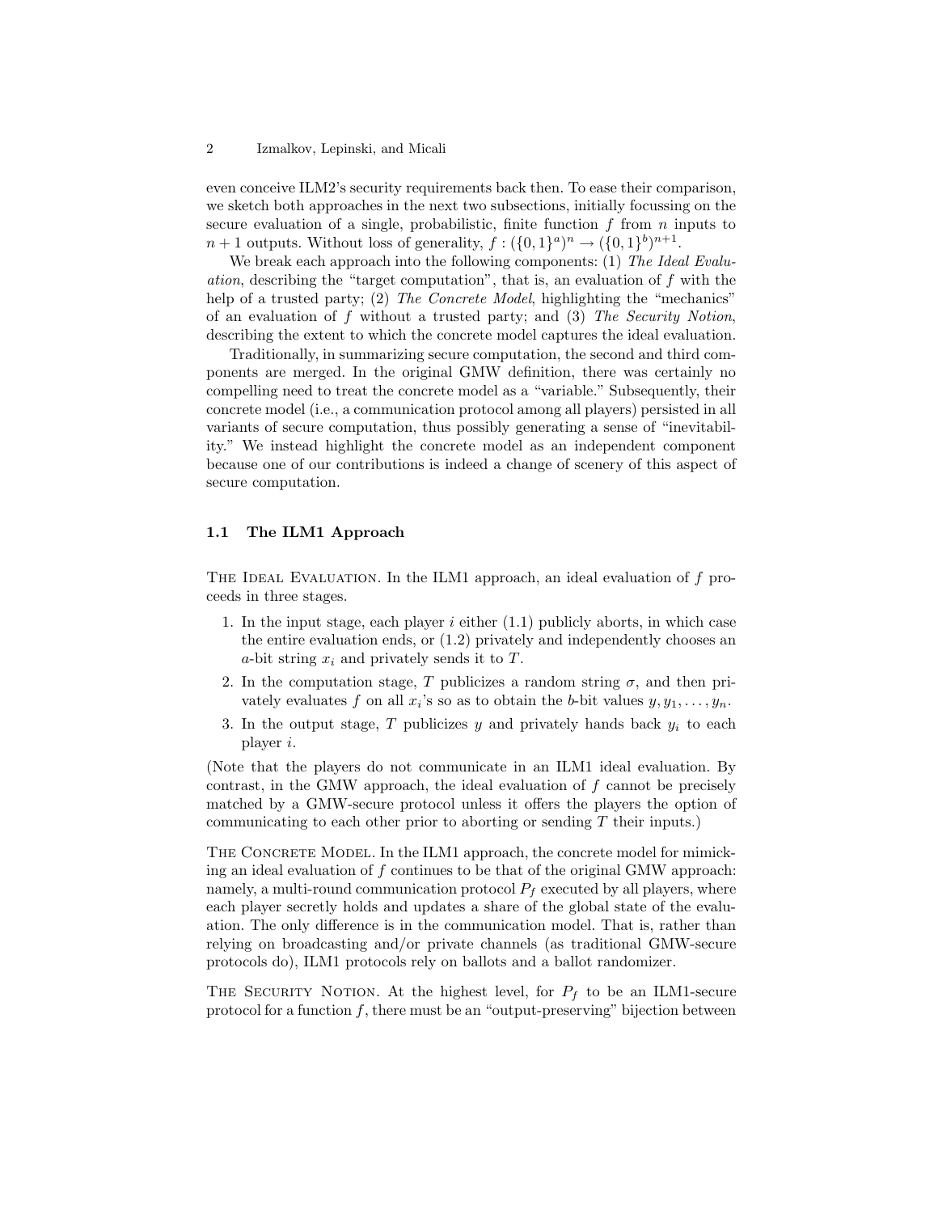even conceive ILM2's security requirements back then. To ease their comparison, we sketch both approaches in the next two subsections, initially focussing on the secure evaluation of a single, probabilistic, finite function $f$ from $n$ inputs to $n+1$ outputs. Without loss of generality, $f : (\{0,1\}^a)^n \rightarrow (\{0,1\}^b)^{n+1}$.

We break each approach into the following components: (1) *The Ideal Evaluation*, describing the "target computation", that is, an evaluation of $f$ with the help of a trusted party; (2) *The Concrete Model*, highlighting the "mechanics" of an evaluation of $f$ without a trusted party; and (3) *The Security Notion*, describing the extent to which the concrete model captures the ideal evaluation.

Traditionally, in summarizing secure computation, the second and third components are merged. In the original GMW definition, there was certainly no compelling need to treat the concrete model as a "variable." Subsequently, their concrete model (i.e., a communication protocol among all players) persisted in all variants of secure computation, thus possibly generating a sense of "inevitability." We instead highlight the concrete model as an independent component because one of our contributions is indeed a change of scenery of this aspect of secure computation.

### 1.1 The ILM1 Approach

The Ideal Evaluation. In the ILM1 approach, an ideal evaluation of $f$ proceeds in three stages.

1. In the input stage, each player $i$ either (1.1) publicly aborts, in which case the entire evaluation ends, or (1.2) privately and independently chooses an $a$-bit string $x_i$ and privately sends it to $T$.
2. In the computation stage, $T$ publicizes a random string $\sigma$, and then privately evaluates $f$ on all $x_i$'s so as to obtain the $b$-bit values $y, y_1, \ldots, y_n$.
3. In the output stage, $T$ publicizes $y$ and privately hands back $y_i$ to each player $i$.

(Note that the players do not communicate in an ILM1 ideal evaluation. By contrast, in the GMW approach, the ideal evaluation of $f$ cannot be precisely matched by a GMW-secure protocol unless it offers the players the option of communicating to each other prior to aborting or sending $T$ their inputs.)

The Concrete Model. In the ILM1 approach, the concrete model for mimicking an ideal evaluation of $f$ continues to be that of the original GMW approach: namely, a multi-round communication protocol $P_f$ executed by all players, where each player secretly holds and updates a share of the global state of the evaluation. The only difference is in the communication model. That is, rather than relying on broadcasting and/or private channels (as traditional GMW-secure protocols do), ILM1 protocols rely on ballots and a ballot randomizer.

The Security Notion. At the highest level, for $P_f$ to be an ILM1-secure protocol for a function $f$, there must be an "output-preserving" bijection between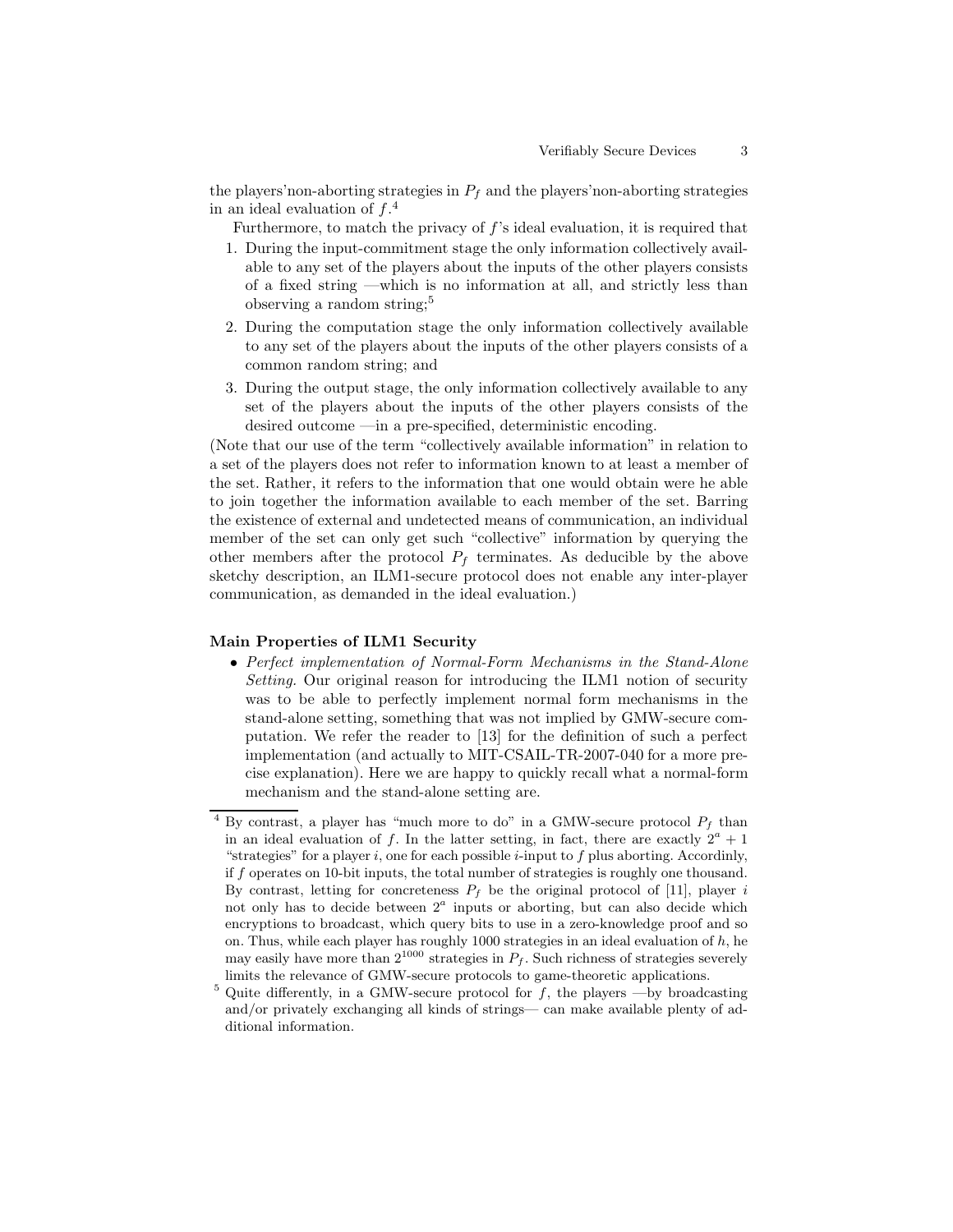the players'non-aborting strategies in $P_f$ and the players'non-aborting strategies in an ideal evaluation of $f$.[4]

Furthermore, to match the privacy of $f$'s ideal evaluation, it is required that

1. During the input-commitment stage the only information collectively available to any set of the players about the inputs of the other players consists of a fixed string —which is no information at all, and strictly less than observing a random string;[5]
2. During the computation stage the only information collectively available to any set of the players about the inputs of the other players consists of a common random string; and
3. During the output stage, the only information collectively available to any set of the players about the inputs of the other players consists of the desired outcome —in a pre-specified, deterministic encoding.

(Note that our use of the term "collectively available information" in relation to a set of the players does not refer to information known to at least a member of the set. Rather, it refers to the information that one would obtain were he able to join together the information available to each member of the set. Barring the existence of external and undetected means of communication, an individual member of the set can only get such "collective" information by querying the other members after the protocol $P_f$ terminates. As deducible by the above sketchy description, an ILM1-secure protocol does not enable any inter-player communication, as demanded in the ideal evaluation.)

**Main Properties of ILM1 Security**

- *Perfect implementation of Normal-Form Mechanisms in the Stand-Alone Setting.* Our original reason for introducing the ILM1 notion of security was to be able to perfectly implement normal form mechanisms in the stand-alone setting, something that was not implied by GMW-secure computation. We refer the reader to [13] for the definition of such a perfect implementation (and actually to MIT-CSAIL-TR-2007-040 for a more precise explanation). Here we are happy to quickly recall what a normal-form mechanism and the stand-alone setting are.

---

[4] By contrast, a player has "much more to do" in a GMW-secure protocol $P_f$ than in an ideal evaluation of $f$. In the latter setting, in fact, there are exactly $2^a + 1$ "strategies" for a player $i$, one for each possible $i$-input to $f$ plus aborting. Accordinly, if $f$ operates on 10-bit inputs, the total number of strategies is roughly one thousand. By contrast, letting for concreteness $P_f$ be the original protocol of [11], player $i$ not only has to decide between $2^a$ inputs or aborting, but can also decide which encryptions to broadcast, which query bits to use in a zero-knowledge proof and so on. Thus, while each player has roughly 1000 strategies in an ideal evaluation of $h$, he may easily have more than $2^{1000}$ strategies in $P_f$. Such richness of strategies severely limits the relevance of GMW-secure protocols to game-theoretic applications.

[5] Quite differently, in a GMW-secure protocol for $f$, the players —by broadcasting and/or privately exchanging all kinds of strings— can make available plenty of additional information.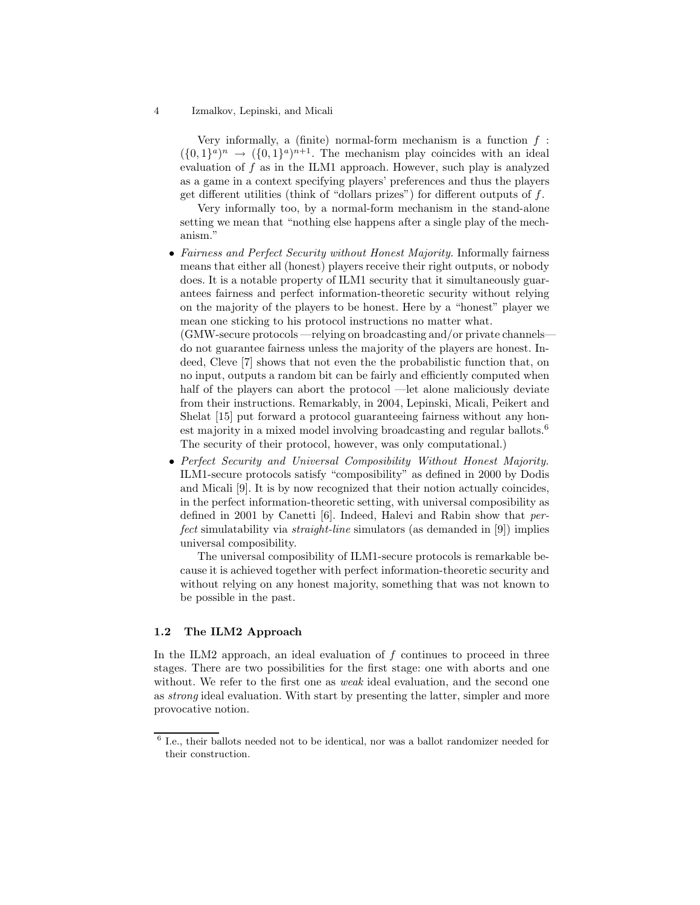Very informally, a (finite) normal-form mechanism is a function $f : (\{0,1\}^a)^n \rightarrow (\{0,1\}^a)^{n+1}$. The mechanism play coincides with an ideal evaluation of $f$ as in the ILM1 approach. However, such play is analyzed as a game in a context specifying players' preferences and thus the players get different utilities (think of "dollars prizes") for different outputs of $f$.

Very informally too, by a normal-form mechanism in the stand-alone setting we mean that "nothing else happens after a single play of the mechanism."

- *Fairness and Perfect Security without Honest Majority.* Informally fairness means that either all (honest) players receive their right outputs, or nobody does. It is a notable property of ILM1 security that it simultaneously guarantees fairness and perfect information-theoretic security without relying on the majority of the players to be honest. Here by a "honest" player we mean one sticking to his protocol instructions no matter what.
(GMW-secure protocols —relying on broadcasting and/or private channels— do not guarantee fairness unless the majority of the players are honest. Indeed, Cleve [7] shows that not even the the probabilistic function that, on no input, outputs a random bit can be fairly and efficiently computed when half of the players can abort the protocol —let alone maliciously deviate from their instructions. Remarkably, in 2004, Lepinski, Micali, Peikert and Shelat [15] put forward a protocol guaranteeing fairness without any honest majority in a mixed model involving broadcasting and regular ballots.[6] The security of their protocol, however, was only computational.)
- *Perfect Security and Universal Composibility Without Honest Majority.* ILM1-secure protocols satisfy "composibility" as defined in 2000 by Dodis and Micali [9]. It is by now recognized that their notion actually coincides, in the perfect information-theoretic setting, with universal composibility as defined in 2001 by Canetti [6]. Indeed, Halevi and Rabin show that *perfect* simulatability via *straight-line* simulators (as demanded in [9]) implies universal composibility.

  The universal composibility of ILM1-secure protocols is remarkable because it is achieved together with perfect information-theoretic security and without relying on any honest majority, something that was not known to be possible in the past.

### 1.2 The ILM2 Approach

In the ILM2 approach, an ideal evaluation of $f$ continues to proceed in three stages. There are two possibilities for the first stage: one with aborts and one without. We refer to the first one as *weak* ideal evaluation, and the second one as *strong* ideal evaluation. With start by presenting the latter, simpler and more provocative notion.

[6] I.e., their ballots needed not to be identical, nor was a ballot randomizer needed for their construction.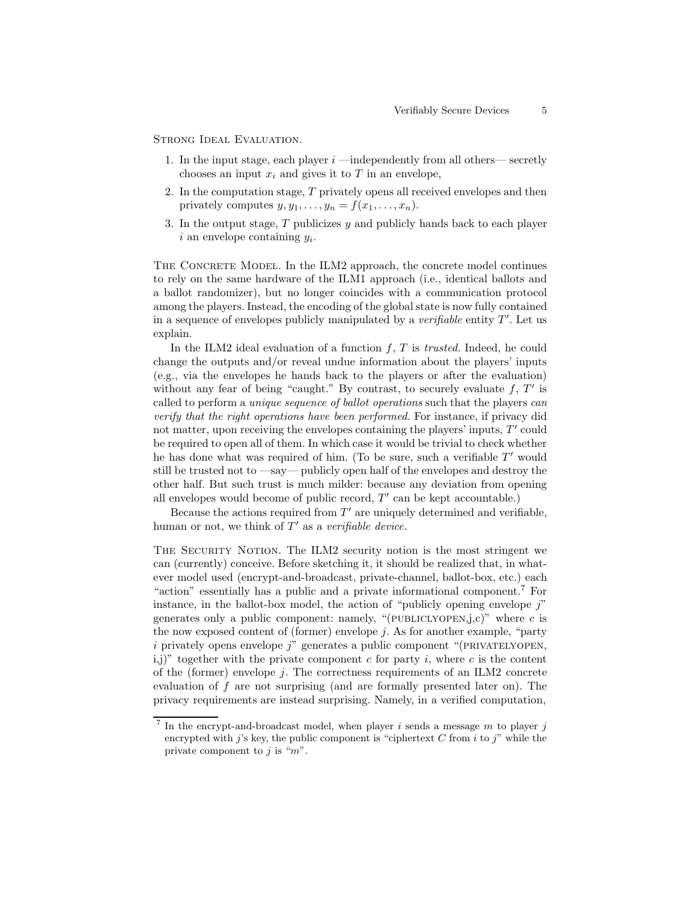Strong Ideal Evaluation.

1. In the input stage, each player $i$ —independently from all others— secretly chooses an input $x_i$ and gives it to $T$ in an envelope,
2. In the computation stage, $T$ privately opens all received envelopes and then privately computes $y, y_1, \ldots, y_n = f(x_1, \ldots, x_n)$.
3. In the output stage, $T$ publicizes $y$ and publicly hands back to each player $i$ an envelope containing $y_i$.

The Concrete Model. In the ILM2 approach, the concrete model continues to rely on the same hardware of the ILM1 approach (i.e., identical ballots and a ballot randomizer), but no longer coincides with a communication protocol among the players. Instead, the encoding of the global state is now fully contained in a sequence of envelopes publicly manipulated by a *verifiable* entity $T'$. Let us explain.

In the ILM2 ideal evaluation of a function $f$, $T$ is *trusted*. Indeed, he could change the outputs and/or reveal undue information about the players' inputs (e.g., via the envelopes he hands back to the players or after the evaluation) without any fear of being "caught." By contrast, to securely evaluate $f$, $T'$ is called to perform a *unique sequence of ballot operations* such that the players *can verify that the right operations have been performed.* For instance, if privacy did not matter, upon receiving the envelopes containing the players' inputs, $T'$ could be required to open all of them. In which case it would be trivial to check whether he has done what was required of him. (To be sure, such a verifiable $T'$ would still be trusted not to —say— publicly open half of the envelopes and destroy the other half. But such trust is much milder: because any deviation from opening all envelopes would become of public record, $T'$ can be kept accountable.)

Because the actions required from $T'$ are uniquely determined and verifiable, human or not, we think of $T'$ as a *verifiable device.*

The Security Notion. The ILM2 security notion is the most stringent we can (currently) conceive. Before sketching it, it should be realized that, in whatever model used (encrypt-and-broadcast, private-channel, ballot-box, etc.) each "action" essentially has a public and a private informational component.[7] For instance, in the ballot-box model, the action of "publicly opening envelope $j$" generates only a public component: namely, "(publiclyopen,j,c)" where $c$ is the now exposed content of (former) envelope $j$. As for another example, "party $i$ privately opens envelope $j$" generates a public component "(privatelyopen, i,j)" together with the private component $c$ for party $i$, where $c$ is the content of the (former) envelope $j$. The correctness requirements of an ILM2 concrete evaluation of $f$ are not surprising (and are formally presented later on). The privacy requirements are instead surprising. Namely, in a verified computation,

[7] In the encrypt-and-broadcast model, when player $i$ sends a message $m$ to player $j$ encrypted with $j$'s key, the public component is "ciphertext $C$ from $i$ to $j$" while the private component to $j$ is "$m$".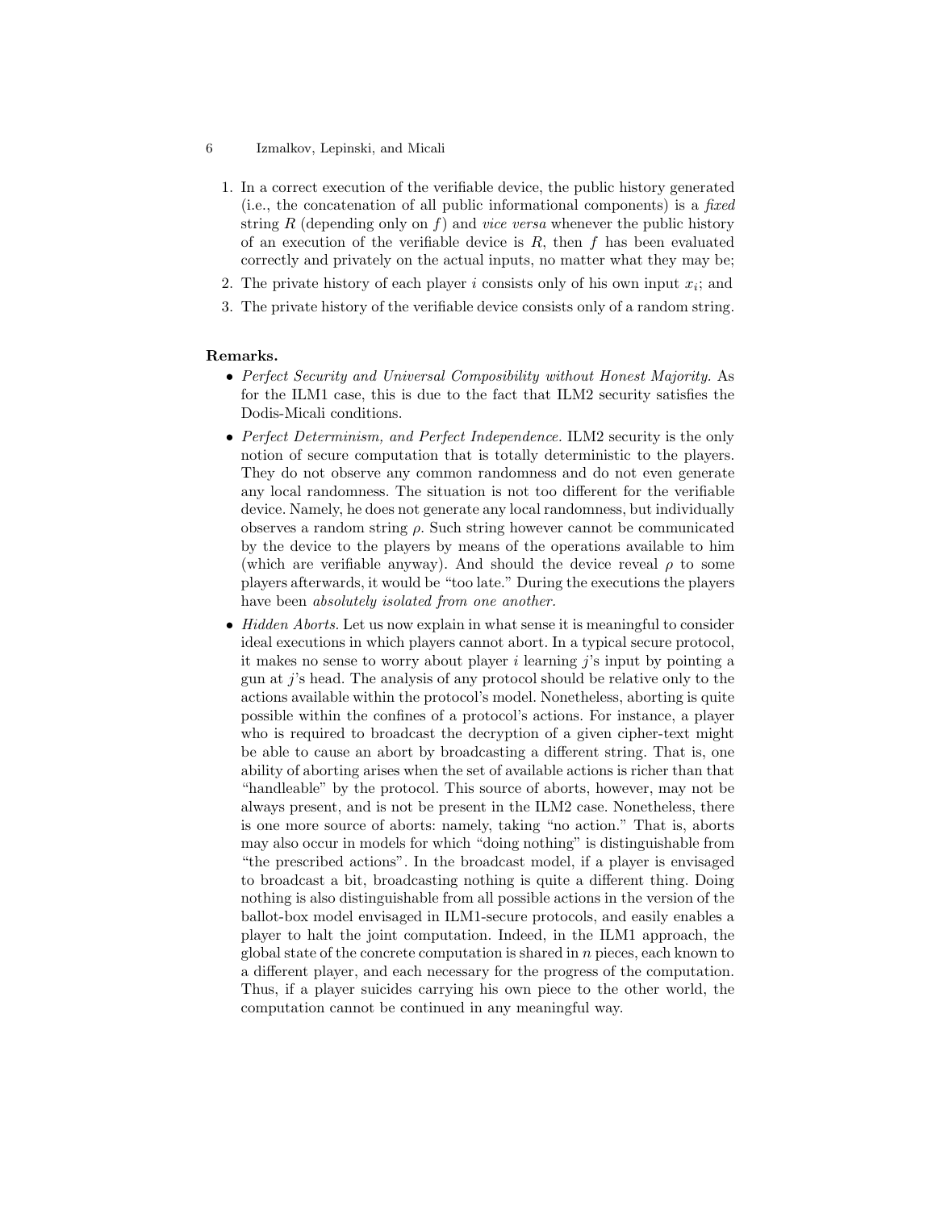1. In a correct execution of the verifiable device, the public history generated (i.e., the concatenation of all public informational components) is a *fixed* string $R$ (depending only on $f$) and *vice versa* whenever the public history of an execution of the verifiable device is $R$, then $f$ has been evaluated correctly and privately on the actual inputs, no matter what they may be;
2. The private history of each player $i$ consists only of his own input $x_i$; and
3. The private history of the verifiable device consists only of a random string.

**Remarks.**

- *Perfect Security and Universal Composibility without Honest Majority.* As for the ILM1 case, this is due to the fact that ILM2 security satisfies the Dodis-Micali conditions.
- *Perfect Determinism, and Perfect Independence.* ILM2 security is the only notion of secure computation that is totally deterministic to the players. They do not observe any common randomness and do not even generate any local randomness. The situation is not too different for the verifiable device. Namely, he does not generate any local randomness, but individually observes a random string $\rho$. Such string however cannot be communicated by the device to the players by means of the operations available to him (which are verifiable anyway). And should the device reveal $\rho$ to some players afterwards, it would be "too late." During the executions the players have been *absolutely isolated from one another.*
- *Hidden Aborts.* Let us now explain in what sense it is meaningful to consider ideal executions in which players cannot abort. In a typical secure protocol, it makes no sense to worry about player $i$ learning $j$'s input by pointing a gun at $j$'s head. The analysis of any protocol should be relative only to the actions available within the protocol's model. Nonetheless, aborting is quite possible within the confines of a protocol's actions. For instance, a player who is required to broadcast the decryption of a given cipher-text might be able to cause an abort by broadcasting a different string. That is, one ability of aborting arises when the set of available actions is richer than that "handleable" by the protocol. This source of aborts, however, may not be always present, and is not be present in the ILM2 case. Nonetheless, there is one more source of aborts: namely, taking "no action." That is, aborts may also occur in models for which "doing nothing" is distinguishable from "the prescribed actions". In the broadcast model, if a player is envisaged to broadcast a bit, broadcasting nothing is quite a different thing. Doing nothing is also distinguishable from all possible actions in the version of the ballot-box model envisaged in ILM1-secure protocols, and easily enables a player to halt the joint computation. Indeed, in the ILM1 approach, the global state of the concrete computation is shared in $n$ pieces, each known to a different player, and each necessary for the progress of the computation. Thus, if a player suicides carrying his own piece to the other world, the computation cannot be continued in any meaningful way.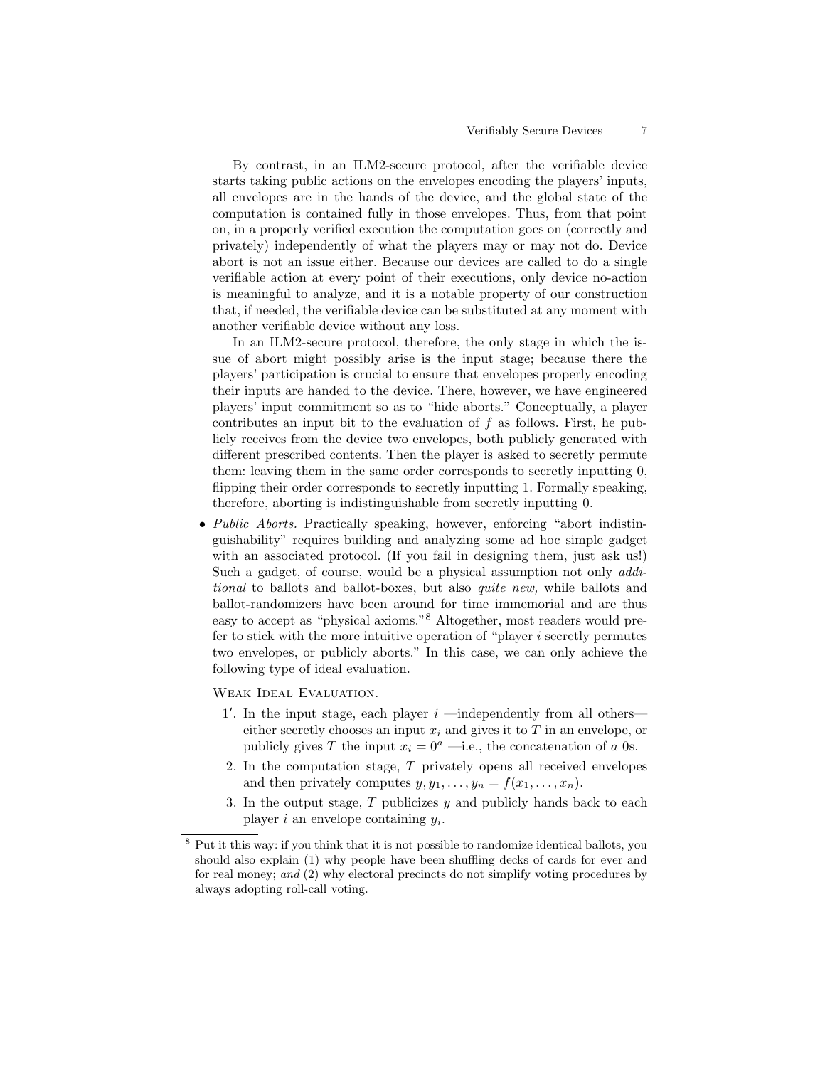By contrast, in an ILM2-secure protocol, after the verifiable device starts taking public actions on the envelopes encoding the players' inputs, all envelopes are in the hands of the device, and the global state of the computation is contained fully in those envelopes. Thus, from that point on, in a properly verified execution the computation goes on (correctly and privately) independently of what the players may or may not do. Device abort is not an issue either. Because our devices are called to do a single verifiable action at every point of their executions, only device no-action is meaningful to analyze, and it is a notable property of our construction that, if needed, the verifiable device can be substituted at any moment with another verifiable device without any loss.

In an ILM2-secure protocol, therefore, the only stage in which the issue of abort might possibly arise is the input stage; because there the players' participation is crucial to ensure that envelopes properly encoding their inputs are handed to the device. There, however, we have engineered players' input commitment so as to "hide aborts." Conceptually, a player contributes an input bit to the evaluation of $f$ as follows. First, he publicly receives from the device two envelopes, both publicly generated with different prescribed contents. Then the player is asked to secretly permute them: leaving them in the same order corresponds to secretly inputting 0, flipping their order corresponds to secretly inputting 1. Formally speaking, therefore, aborting is indistinguishable from secretly inputting 0.

- *Public Aborts.* Practically speaking, however, enforcing "abort indistinguishability" requires building and analyzing some ad hoc simple gadget with an associated protocol. (If you fail in designing them, just ask us!) Such a gadget, of course, would be a physical assumption not only *additional* to ballots and ballot-boxes, but also *quite new,* while ballots and ballot-randomizers have been around for time immemorial and are thus easy to accept as "physical axioms."[8] Altogether, most readers would prefer to stick with the more intuitive operation of "player $i$ secretly permutes two envelopes, or publicly aborts." In this case, we can only achieve the following type of ideal evaluation.

Weak Ideal Evaluation.

1′. In the input stage, each player $i$ —independently from all others— either secretly chooses an input $x_i$ and gives it to $T$ in an envelope, or publicly gives $T$ the input $x_i = 0^a$ —i.e., the concatenation of $a$ 0s.

2. In the computation stage, $T$ privately opens all received envelopes and then privately computes $y, y_1, \ldots, y_n = f(x_1, \ldots, x_n)$.

3. In the output stage, $T$ publicizes $y$ and publicly hands back to each player $i$ an envelope containing $y_i$.

[8] Put it this way: if you think that it is not possible to randomize identical ballots, you should also explain (1) why people have been shuffling decks of cards for ever and for real money; *and* (2) why electoral precincts do not simplify voting procedures by always adopting roll-call voting.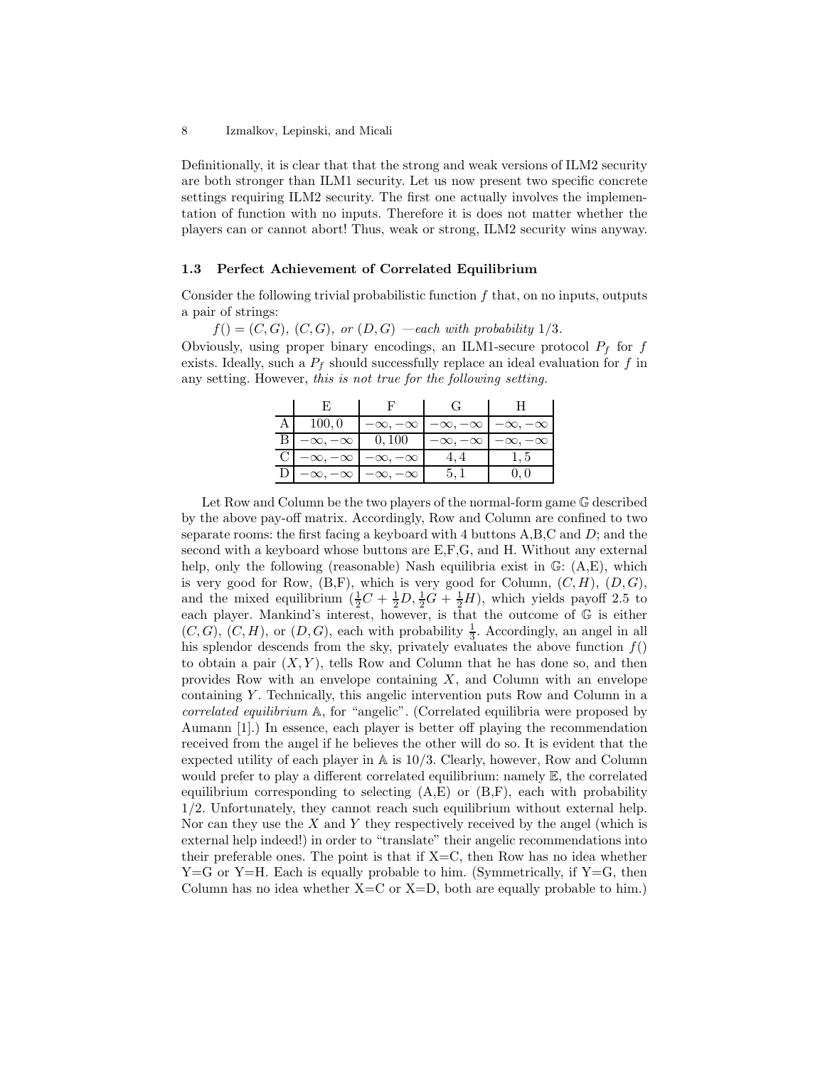Definitionally, it is clear that that the strong and weak versions of ILM2 security are both stronger than ILM1 security. Let us now present two specific concrete settings requiring ILM2 security. The first one actually involves the implementation of function with no inputs. Therefore it is does not matter whether the players can or cannot abort! Thus, weak or strong, ILM2 security wins anyway.

### 1.3 Perfect Achievement of Correlated Equilibrium

Consider the following trivial probabilistic function $f$ that, on no inputs, outputs a pair of strings:

$f() = (C, G)$*,* $(C, G)$*, or* $(D, G)$ *—each with probability* $1/3$.

Obviously, using proper binary encodings, an ILM1-secure protocol $P_f$ for $f$ exists. Ideally, such a $P_f$ should successfully replace an ideal evaluation for $f$ in any setting. However, *this is not true for the following setting.*

| | E | F | G | H |
|---|---|---|---|---|
| A | $100, 0$ | $-\infty, -\infty$ | $-\infty, -\infty$ | $-\infty, -\infty$ |
| B | $-\infty, -\infty$ | $0, 100$ | $-\infty, -\infty$ | $-\infty, -\infty$ |
| C | $-\infty, -\infty$ | $-\infty, -\infty$ | $4, 4$ | $1, 5$ |
| D | $-\infty, -\infty$ | $-\infty, -\infty$ | $5, 1$ | $0, 0$ |

Let Row and Column be the two players of the normal-form game $\mathbb{G}$ described by the above pay-off matrix. Accordingly, Row and Column are confined to two separate rooms: the first facing a keyboard with 4 buttons A,B,C and $D$; and the second with a keyboard whose buttons are E,F,G, and H. Without any external help, only the following (reasonable) Nash equilibria exist in $\mathbb{G}$: (A,E), which is very good for Row, (B,F), which is very good for Column, $(C, H)$, $(D, G)$, and the mixed equilibrium $(\frac{1}{2}C + \frac{1}{2}D, \frac{1}{2}G + \frac{1}{2}H)$, which yields payoff 2.5 to each player. Mankind's interest, however, is that the outcome of $\mathbb{G}$ is either $(C, G)$, $(C, H)$, or $(D, G)$, each with probability $\frac{1}{3}$. Accordingly, an angel in all his splendor descends from the sky, privately evaluates the above function $f()$ to obtain a pair $(X, Y)$, tells Row and Column that he has done so, and then provides Row with an envelope containing $X$, and Column with an envelope containing $Y$. Technically, this angelic intervention puts Row and Column in a *correlated equilibrium* $\mathbb{A}$, for "angelic". (Correlated equilibria were proposed by Aumann [1].) In essence, each player is better off playing the recommendation received from the angel if he believes the other will do so. It is evident that the expected utility of each player in $\mathbb{A}$ is $10/3$. Clearly, however, Row and Column would prefer to play a different correlated equilibrium: namely $\mathbb{E}$, the correlated equilibrium corresponding to selecting (A,E) or (B,F), each with probability $1/2$. Unfortunately, they cannot reach such equilibrium without external help. Nor can they use the $X$ and $Y$ they respectively received by the angel (which is external help indeed!) in order to "translate" their angelic recommendations into their preferable ones. The point is that if X=C, then Row has no idea whether Y=G or Y=H. Each is equally probable to him. (Symmetrically, if Y=G, then Column has no idea whether X=C or X=D, both are equally probable to him.)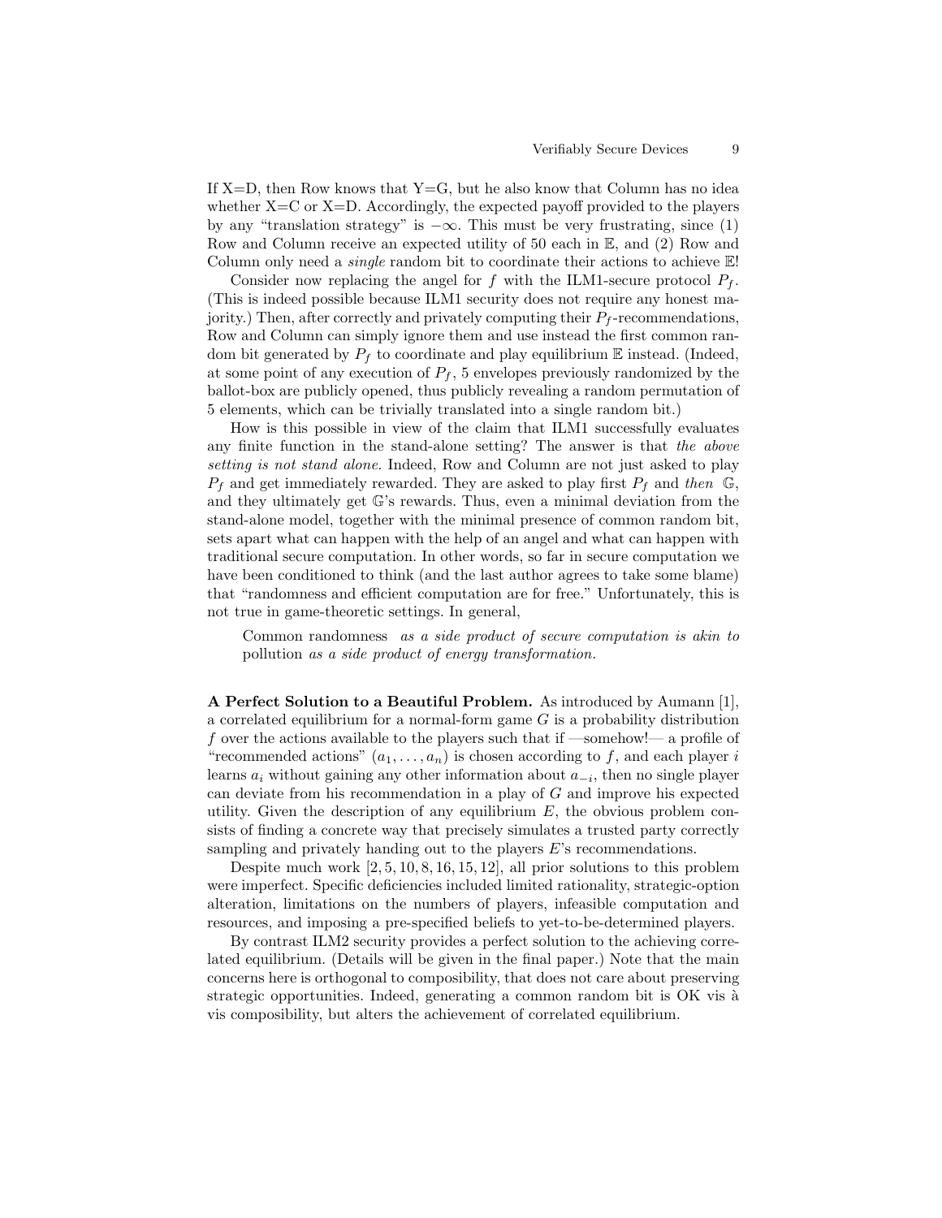If X=D, then Row knows that Y=G, but he also know that Column has no idea whether X=C or X=D. Accordingly, the expected payoff provided to the players by any "translation strategy" is $-\infty$. This must be very frustrating, since (1) Row and Column receive an expected utility of 50 each in $\mathbb{E}$, and (2) Row and Column only need a *single* random bit to coordinate their actions to achieve $\mathbb{E}$!

Consider now replacing the angel for $f$ with the ILM1-secure protocol $P_f$. (This is indeed possible because ILM1 security does not require any honest majority.) Then, after correctly and privately computing their $P_f$-recommendations, Row and Column can simply ignore them and use instead the first common random bit generated by $P_f$ to coordinate and play equilibrium $\mathbb{E}$ instead. (Indeed, at some point of any execution of $P_f$, 5 envelopes previously randomized by the ballot-box are publicly opened, thus publicly revealing a random permutation of 5 elements, which can be trivially translated into a single random bit.)

How is this possible in view of the claim that ILM1 successfully evaluates any finite function in the stand-alone setting? The answer is that *the above setting is not stand alone.* Indeed, Row and Column are not just asked to play $P_f$ and get immediately rewarded. They are asked to play first $P_f$ and *then* $\mathbb{G}$, and they ultimately get $\mathbb{G}$'s rewards. Thus, even a minimal deviation from the stand-alone model, together with the minimal presence of common random bit, sets apart what can happen with the help of an angel and what can happen with traditional secure computation. In other words, so far in secure computation we have been conditioned to think (and the last author agrees to take some blame) that "randomness and efficient computation are for free." Unfortunately, this is not true in game-theoretic settings. In general,

> Common randomness *as a side product of secure computation is akin to* pollution *as a side product of energy transformation.*

**A Perfect Solution to a Beautiful Problem.** As introduced by Aumann [1], a correlated equilibrium for a normal-form game $G$ is a probability distribution $f$ over the actions available to the players such that if —somehow!— a profile of "recommended actions" $(a_1, \ldots, a_n)$ is chosen according to $f$, and each player $i$ learns $a_i$ without gaining any other information about $a_{-i}$, then no single player can deviate from his recommendation in a play of $G$ and improve his expected utility. Given the description of any equilibrium $E$, the obvious problem consists of finding a concrete way that precisely simulates a trusted party correctly sampling and privately handing out to the players $E$'s recommendations.

Despite much work [2, 5, 10, 8, 16, 15, 12], all prior solutions to this problem were imperfect. Specific deficiencies included limited rationality, strategic-option alteration, limitations on the numbers of players, infeasible computation and resources, and imposing a pre-specified beliefs to yet-to-be-determined players.

By contrast ILM2 security provides a perfect solution to the achieving correlated equilibrium. (Details will be given in the final paper.) Note that the main concerns here is orthogonal to composibility, that does not care about preserving strategic opportunities. Indeed, generating a common random bit is OK vis à vis composibility, but alters the achievement of correlated equilibrium.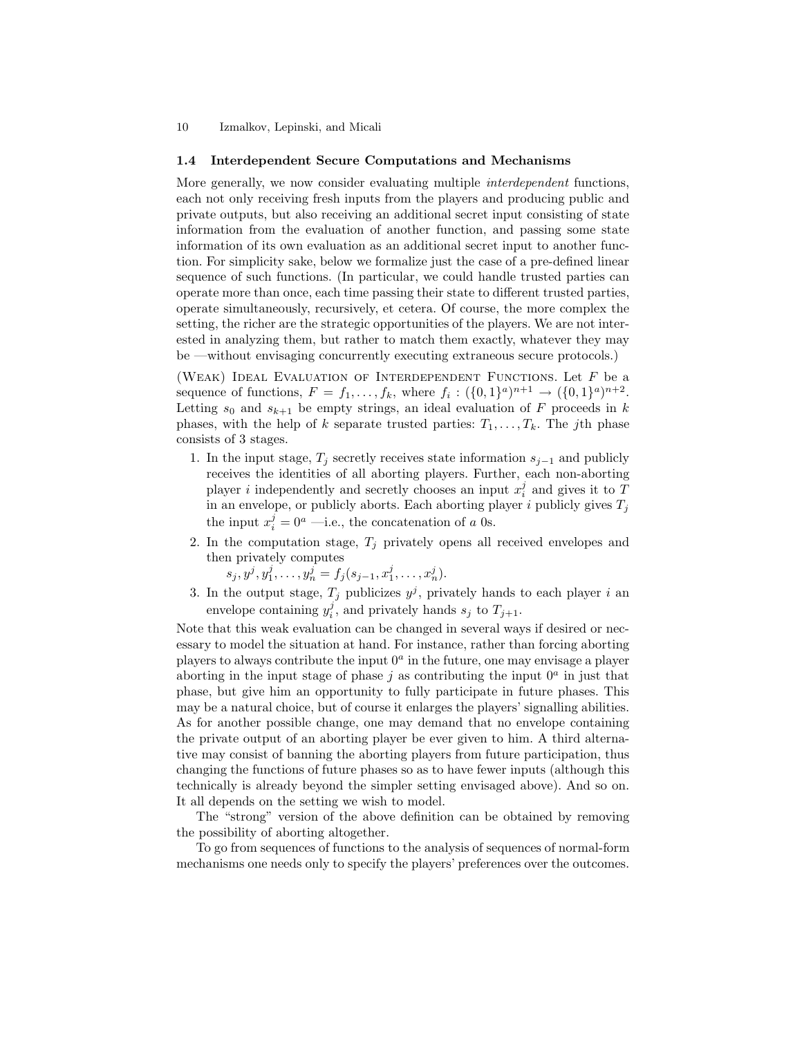### 1.4 Interdependent Secure Computations and Mechanisms

More generally, we now consider evaluating multiple *interdependent* functions, each not only receiving fresh inputs from the players and producing public and private outputs, but also receiving an additional secret input consisting of state information from the evaluation of another function, and passing some state information of its own evaluation as an additional secret input to another function. For simplicity sake, below we formalize just the case of a pre-defined linear sequence of such functions. (In particular, we could handle trusted parties can operate more than once, each time passing their state to different trusted parties, operate simultaneously, recursively, et cetera. Of course, the more complex the setting, the richer are the strategic opportunities of the players. We are not interested in analyzing them, but rather to match them exactly, whatever they may be —without envisaging concurrently executing extraneous secure protocols.)

(Weak) Ideal Evaluation of Interdependent Functions. Let $F$ be a sequence of functions, $F = f_1, \ldots, f_k$, where $f_i : (\{0,1\}^a)^{n+1} \rightarrow (\{0,1\}^a)^{n+2}$. Letting $s_0$ and $s_{k+1}$ be empty strings, an ideal evaluation of $F$ proceeds in $k$ phases, with the help of $k$ separate trusted parties: $T_1, \ldots, T_k$. The $j$th phase consists of 3 stages.

1. In the input stage, $T_j$ secretly receives state information $s_{j-1}$ and publicly receives the identities of all aborting players. Further, each non-aborting player $i$ independently and secretly chooses an input $x_i^j$ and gives it to $T$ in an envelope, or publicly aborts. Each aborting player $i$ publicly gives $T_j$ the input $x_i^j = 0^a$ —i.e., the concatenation of $a$ 0s.
2. In the computation stage, $T_j$ privately opens all received envelopes and then privately computes
   $s_j, y^j, y_1^j, \ldots, y_n^j = f_j(s_{j-1}, x_1^j, \ldots, x_n^j)$.
3. In the output stage, $T_j$ publicizes $y^j$, privately hands to each player $i$ an envelope containing $y_i^j$, and privately hands $s_j$ to $T_{j+1}$.

Note that this weak evaluation can be changed in several ways if desired or necessary to model the situation at hand. For instance, rather than forcing aborting players to always contribute the input $0^a$ in the future, one may envisage a player aborting in the input stage of phase $j$ as contributing the input $0^a$ in just that phase, but give him an opportunity to fully participate in future phases. This may be a natural choice, but of course it enlarges the players' signalling abilities. As for another possible change, one may demand that no envelope containing the private output of an aborting player be ever given to him. A third alternative may consist of banning the aborting players from future participation, thus changing the functions of future phases so as to have fewer inputs (although this technically is already beyond the simpler setting envisaged above). And so on. It all depends on the setting we wish to model.

The "strong" version of the above definition can be obtained by removing the possibility of aborting altogether.

To go from sequences of functions to the analysis of sequences of normal-form mechanisms one needs only to specify the players' preferences over the outcomes.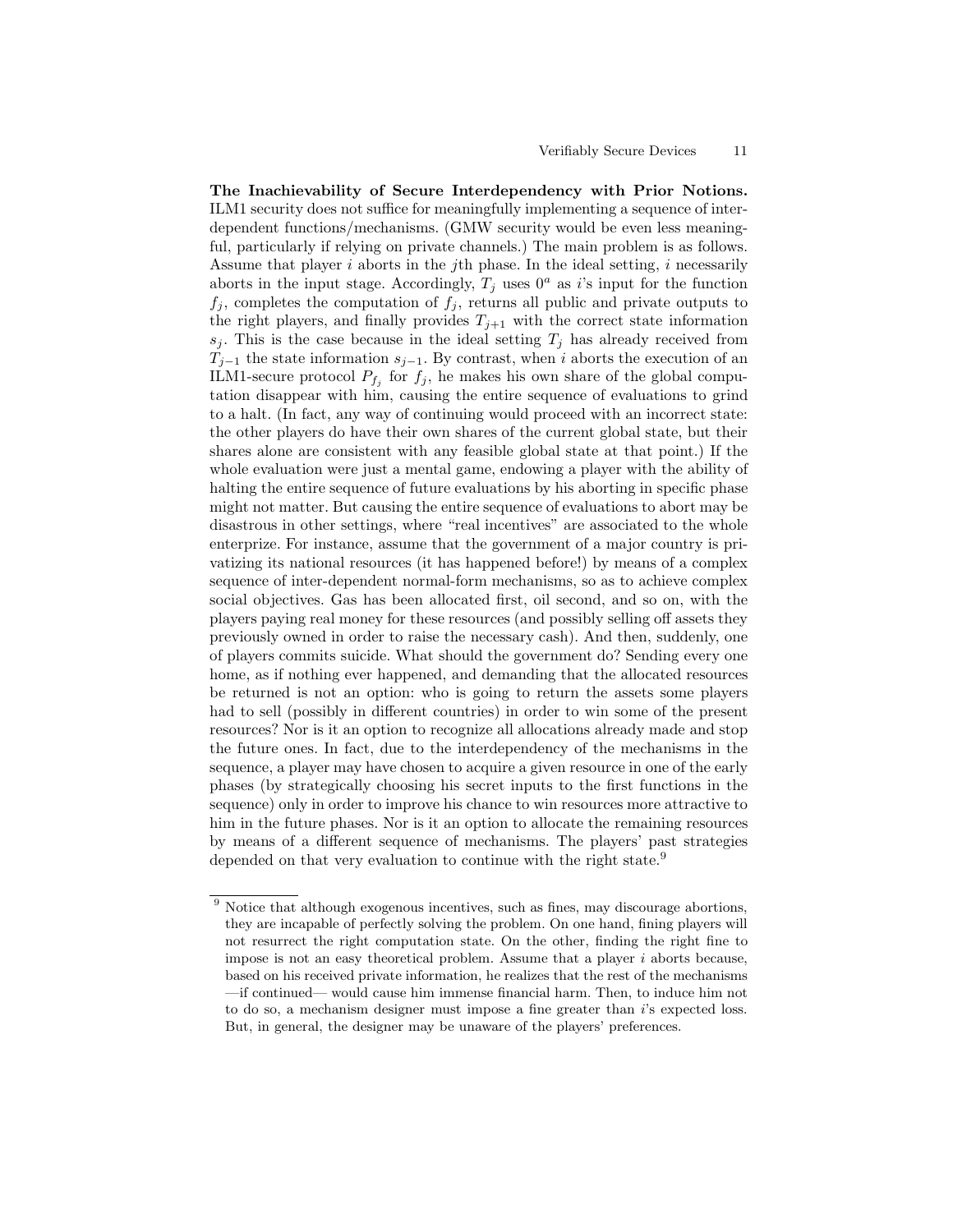**The Inachievability of Secure Interdependency with Prior Notions.** ILM1 security does not suffice for meaningfully implementing a sequence of interdependent functions/mechanisms. (GMW security would be even less meaningful, particularly if relying on private channels.) The main problem is as follows. Assume that player $i$ aborts in the $j$th phase. In the ideal setting, $i$ necessarily aborts in the input stage. Accordingly, $T_j$ uses $0^a$ as $i$'s input for the function $f_j$, completes the computation of $f_j$, returns all public and private outputs to the right players, and finally provides $T_{j+1}$ with the correct state information $s_j$. This is the case because in the ideal setting $T_j$ has already received from $T_{j-1}$ the state information $s_{j-1}$. By contrast, when $i$ aborts the execution of an ILM1-secure protocol $P_{f_j}$ for $f_j$, he makes his own share of the global computation disappear with him, causing the entire sequence of evaluations to grind to a halt. (In fact, any way of continuing would proceed with an incorrect state: the other players do have their own shares of the current global state, but their shares alone are consistent with any feasible global state at that point.) If the whole evaluation were just a mental game, endowing a player with the ability of halting the entire sequence of future evaluations by his aborting in specific phase might not matter. But causing the entire sequence of evaluations to abort may be disastrous in other settings, where "real incentives" are associated to the whole enterprize. For instance, assume that the government of a major country is privatizing its national resources (it has happened before!) by means of a complex sequence of inter-dependent normal-form mechanisms, so as to achieve complex social objectives. Gas has been allocated first, oil second, and so on, with the players paying real money for these resources (and possibly selling off assets they previously owned in order to raise the necessary cash). And then, suddenly, one of players commits suicide. What should the government do? Sending every one home, as if nothing ever happened, and demanding that the allocated resources be returned is not an option: who is going to return the assets some players had to sell (possibly in different countries) in order to win some of the present resources? Nor is it an option to recognize all allocations already made and stop the future ones. In fact, due to the interdependency of the mechanisms in the sequence, a player may have chosen to acquire a given resource in one of the early phases (by strategically choosing his secret inputs to the first functions in the sequence) only in order to improve his chance to win resources more attractive to him in the future phases. Nor is it an option to allocate the remaining resources by means of a different sequence of mechanisms. The players' past strategies depended on that very evaluation to continue with the right state.[9]

[9] Notice that although exogenous incentives, such as fines, may discourage abortions, they are incapable of perfectly solving the problem. On one hand, fining players will not resurrect the right computation state. On the other, finding the right fine to impose is not an easy theoretical problem. Assume that a player $i$ aborts because, based on his received private information, he realizes that the rest of the mechanisms —if continued— would cause him immense financial harm. Then, to induce him not to do so, a mechanism designer must impose a fine greater than $i$'s expected loss. But, in general, the designer may be unaware of the players' preferences.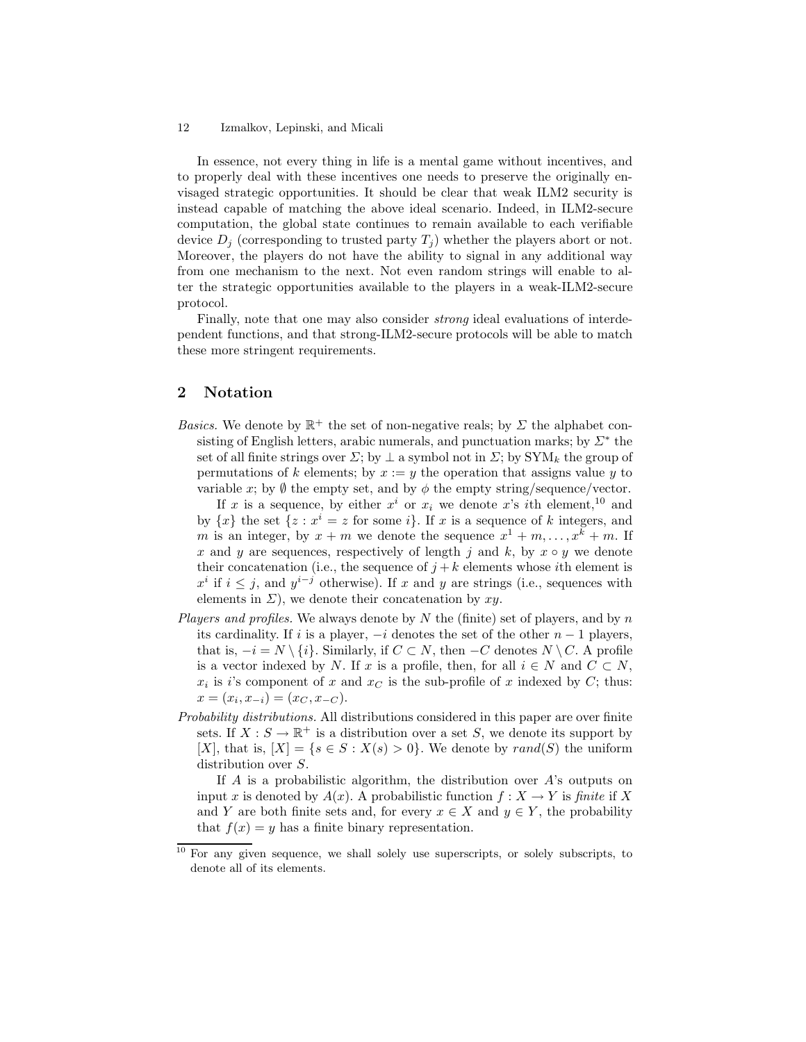In essence, not every thing in life is a mental game without incentives, and to properly deal with these incentives one needs to preserve the originally envisaged strategic opportunities. It should be clear that weak ILM2 security is instead capable of matching the above ideal scenario. Indeed, in ILM2-secure computation, the global state continues to remain available to each verifiable device $D_j$ (corresponding to trusted party $T_j$) whether the players abort or not. Moreover, the players do not have the ability to signal in any additional way from one mechanism to the next. Not even random strings will enable to alter the strategic opportunities available to the players in a weak-ILM2-secure protocol.

Finally, note that one may also consider *strong* ideal evaluations of interdependent functions, and that strong-ILM2-secure protocols will be able to match these more stringent requirements.

## 2 Notation

*Basics.* We denote by $\mathbb{R}^+$ the set of non-negative reals; by $\Sigma$ the alphabet consisting of English letters, arabic numerals, and punctuation marks; by $\Sigma^*$ the set of all finite strings over $\Sigma$; by $\bot$ a symbol not in $\Sigma$; by $\mathrm{SYM}_k$ the group of permutations of $k$ elements; by $x := y$ the operation that assigns value $y$ to variable $x$; by $\emptyset$ the empty set, and by $\phi$ the empty string/sequence/vector.

If $x$ is a sequence, by either $x^i$ or $x_i$ we denote $x$'s $i$th element,[10] and by $\{x\}$ the set $\{z : x^i = z \text{ for some } i\}$. If $x$ is a sequence of $k$ integers, and $m$ is an integer, by $x + m$ we denote the sequence $x^1 + m, \ldots, x^k + m$. If $x$ and $y$ are sequences, respectively of length $j$ and $k$, by $x \circ y$ we denote their concatenation (i.e., the sequence of $j + k$ elements whose $i$th element is $x^i$ if $i \leq j$, and $y^{i-j}$ otherwise). If $x$ and $y$ are strings (i.e., sequences with elements in $\Sigma$), we denote their concatenation by $xy$.

*Players and profiles.* We always denote by $N$ the (finite) set of players, and by $n$ its cardinality. If $i$ is a player, $-i$ denotes the set of the other $n-1$ players, that is, $-i = N \setminus \{i\}$. Similarly, if $C \subset N$, then $-C$ denotes $N \setminus C$. A profile is a vector indexed by $N$. If $x$ is a profile, then, for all $i \in N$ and $C \subset N$, $x_i$ is $i$'s component of $x$ and $x_C$ is the sub-profile of $x$ indexed by $C$; thus: $x = (x_i, x_{-i}) = (x_C, x_{-C})$.

*Probability distributions.* All distributions considered in this paper are over finite sets. If $X : S \to \mathbb{R}^+$ is a distribution over a set $S$, we denote its support by $[X]$, that is, $[X] = \{s \in S : X(s) > 0\}$. We denote by $rand(S)$ the uniform distribution over $S$.

If $A$ is a probabilistic algorithm, the distribution over $A$'s outputs on input $x$ is denoted by $A(x)$. A probabilistic function $f : X \to Y$ is *finite* if $X$ and $Y$ are both finite sets and, for every $x \in X$ and $y \in Y$, the probability that $f(x) = y$ has a finite binary representation.

---

[10] For any given sequence, we shall solely use superscripts, or solely subscripts, to denote all of its elements.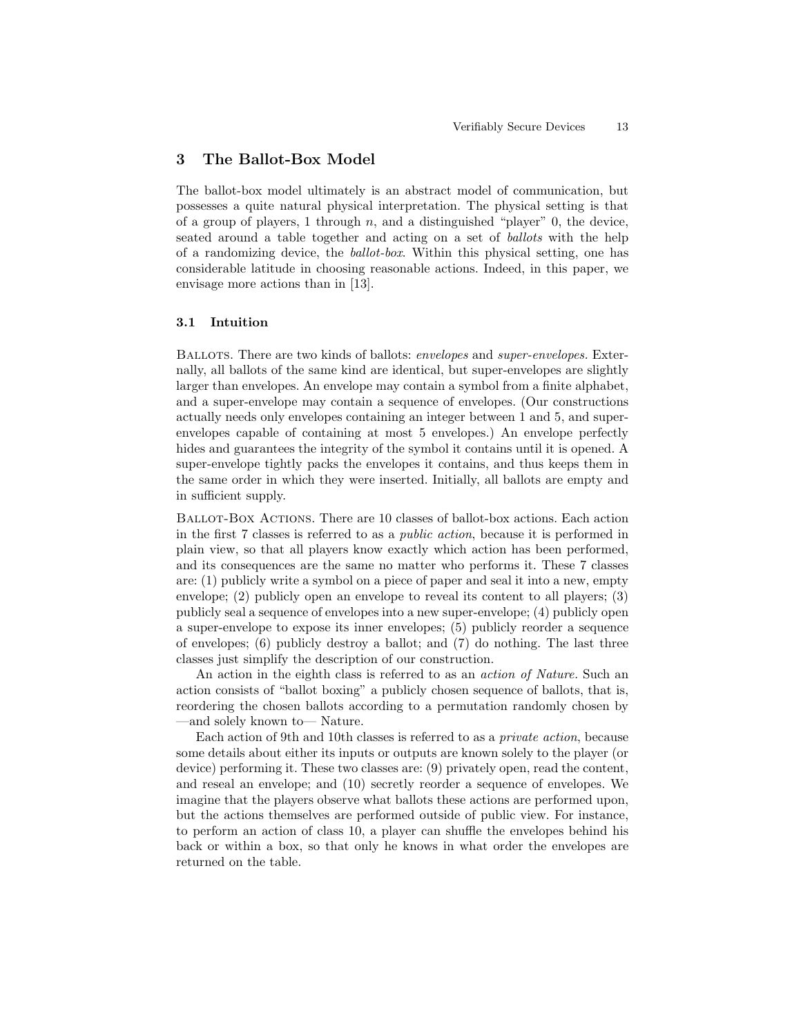## 3 The Ballot-Box Model

The ballot-box model ultimately is an abstract model of communication, but possesses a quite natural physical interpretation. The physical setting is that of a group of players, 1 through $n$, and a distinguished "player" 0, the device, seated around a table together and acting on a set of *ballots* with the help of a randomizing device, the *ballot-box*. Within this physical setting, one has considerable latitude in choosing reasonable actions. Indeed, in this paper, we envisage more actions than in [13].

### 3.1 Intuition

Ballots. There are two kinds of ballots: *envelopes* and *super-envelopes*. Externally, all ballots of the same kind are identical, but super-envelopes are slightly larger than envelopes. An envelope may contain a symbol from a finite alphabet, and a super-envelope may contain a sequence of envelopes. (Our constructions actually needs only envelopes containing an integer between 1 and 5, and super-envelopes capable of containing at most 5 envelopes.) An envelope perfectly hides and guarantees the integrity of the symbol it contains until it is opened. A super-envelope tightly packs the envelopes it contains, and thus keeps them in the same order in which they were inserted. Initially, all ballots are empty and in sufficient supply.

Ballot-Box Actions. There are 10 classes of ballot-box actions. Each action in the first 7 classes is referred to as a *public action*, because it is performed in plain view, so that all players know exactly which action has been performed, and its consequences are the same no matter who performs it. These 7 classes are: (1) publicly write a symbol on a piece of paper and seal it into a new, empty envelope; (2) publicly open an envelope to reveal its content to all players; (3) publicly seal a sequence of envelopes into a new super-envelope; (4) publicly open a super-envelope to expose its inner envelopes; (5) publicly reorder a sequence of envelopes; (6) publicly destroy a ballot; and (7) do nothing. The last three classes just simplify the description of our construction.

An action in the eighth class is referred to as an *action of Nature*. Such an action consists of "ballot boxing" a publicly chosen sequence of ballots, that is, reordering the chosen ballots according to a permutation randomly chosen by —and solely known to— Nature.

Each action of 9th and 10th classes is referred to as a *private action*, because some details about either its inputs or outputs are known solely to the player (or device) performing it. These two classes are: (9) privately open, read the content, and reseal an envelope; and (10) secretly reorder a sequence of envelopes. We imagine that the players observe what ballots these actions are performed upon, but the actions themselves are performed outside of public view. For instance, to perform an action of class 10, a player can shuffle the envelopes behind his back or within a box, so that only he knows in what order the envelopes are returned on the table.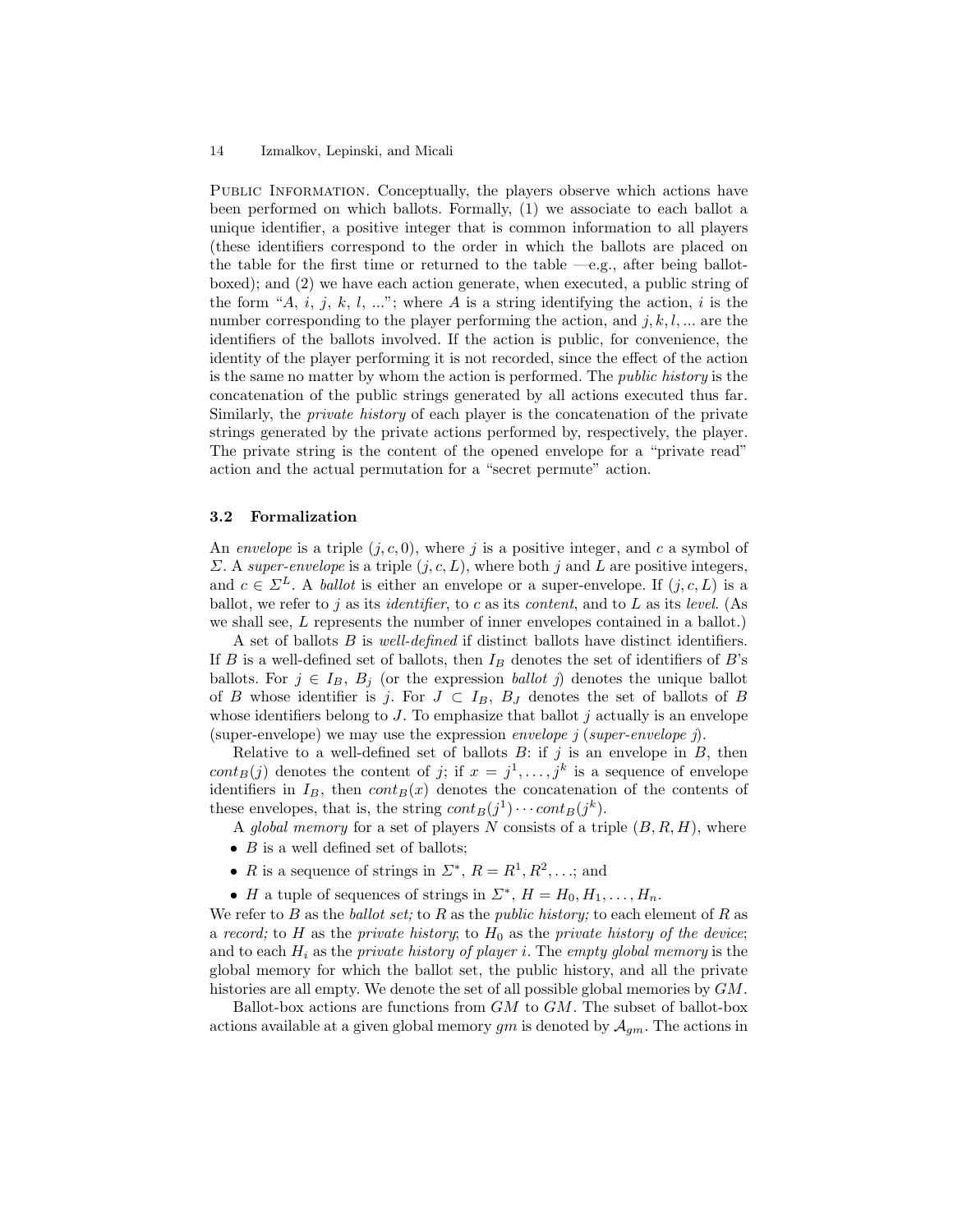Public Information. Conceptually, the players observe which actions have been performed on which ballots. Formally, (1) we associate to each ballot a unique identifier, a positive integer that is common information to all players (these identifiers correspond to the order in which the ballots are placed on the table for the first time or returned to the table —e.g., after being ballot-boxed); and (2) we have each action generate, when executed, a public string of the form "$A$, $i$, $j$, $k$, $l$, ..."; where $A$ is a string identifying the action, $i$ is the number corresponding to the player performing the action, and $j, k, l, ...$ are the identifiers of the ballots involved. If the action is public, for convenience, the identity of the player performing it is not recorded, since the effect of the action is the same no matter by whom the action is performed. The *public history* is the concatenation of the public strings generated by all actions executed thus far. Similarly, the *private history* of each player is the concatenation of the private strings generated by the private actions performed by, respectively, the player. The private string is the content of the opened envelope for a "private read" action and the actual permutation for a "secret permute" action.

### 3.2 Formalization

An *envelope* is a triple $(j, c, 0)$, where $j$ is a positive integer, and $c$ a symbol of $\Sigma$. A *super-envelope* is a triple $(j, c, L)$, where both $j$ and $L$ are positive integers, and $c \in \Sigma^L$. A *ballot* is either an envelope or a super-envelope. If $(j, c, L)$ is a ballot, we refer to $j$ as its *identifier*, to $c$ as its *content*, and to $L$ as its *level*. (As we shall see, $L$ represents the number of inner envelopes contained in a ballot.)

A set of ballots $B$ is *well-defined* if distinct ballots have distinct identifiers. If $B$ is a well-defined set of ballots, then $I_B$ denotes the set of identifiers of $B$'s ballots. For $j \in I_B$, $B_j$ (or the expression *ballot j*) denotes the unique ballot of $B$ whose identifier is $j$. For $J \subset I_B$, $B_J$ denotes the set of ballots of $B$ whose identifiers belong to $J$. To emphasize that ballot $j$ actually is an envelope (super-envelope) we may use the expression *envelope j* (*super-envelope j*).

Relative to a well-defined set of ballots $B$: if $j$ is an envelope in $B$, then $cont_B(j)$ denotes the content of $j$; if $x = j^1, \ldots, j^k$ is a sequence of envelope identifiers in $I_B$, then $cont_B(x)$ denotes the concatenation of the contents of these envelopes, that is, the string $cont_B(j^1) \cdots cont_B(j^k)$.

A *global memory* for a set of players $N$ consists of a triple $(B, R, H)$, where

- $B$ is a well defined set of ballots;
- $R$ is a sequence of strings in $\Sigma^*$, $R = R^1, R^2, \ldots$; and
- $H$ a tuple of sequences of strings in $\Sigma^*$, $H = H_0, H_1, \ldots, H_n$.

We refer to $B$ as the *ballot set;* to $R$ as the *public history;* to each element of $R$ as a *record;* to $H$ as the *private history*; to $H_0$ as the *private history of the device*; and to each $H_i$ as the *private history of player i*. The *empty global memory* is the global memory for which the ballot set, the public history, and all the private histories are all empty. We denote the set of all possible global memories by $GM$.

Ballot-box actions are functions from $GM$ to $GM$. The subset of ballot-box actions available at a given global memory $gm$ is denoted by $\mathcal{A}_{gm}$. The actions in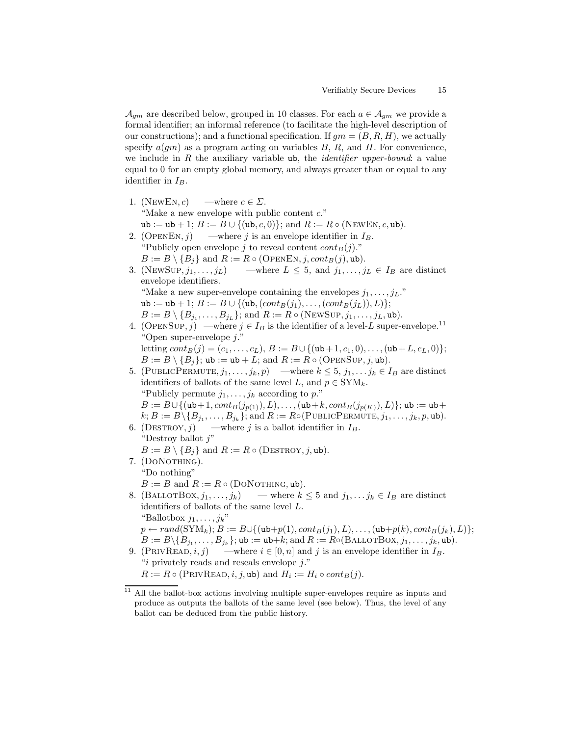$\mathcal{A}_{gm}$ are described below, grouped in 10 classes. For each $a \in \mathcal{A}_{gm}$ we provide a formal identifier; an informal reference (to facilitate the high-level description of our constructions); and a functional specification. If $gm = (B, R, H)$, we actually specify $a(gm)$ as a program acting on variables $B$, $R$, and $H$. For convenience, we include in $R$ the auxiliary variable $\mathtt{ub}$, the *identifier upper-bound*: a value equal to 0 for an empty global memory, and always greater than or equal to any identifier in $I_B$.

1. $(\textsc{NewEn}, c)$ —where $c \in \Sigma$.
   "Make a new envelope with public content $c$."
   $\mathtt{ub} := \mathtt{ub} + 1$; $B := B \cup \{(\mathtt{ub}, c, 0)\}$; and $R := R \circ (\textsc{NewEn}, c, \mathtt{ub})$.
2. $(\textsc{OpenEn}, j)$ —where $j$ is an envelope identifier in $I_B$.
   "Publicly open envelope $j$ to reveal content $cont_B(j)$."
   $B := B \setminus \{B_j\}$ and $R := R \circ (\textsc{OpenEn}, j, cont_B(j), \mathtt{ub})$.
3. $(\textsc{NewSup}, j_1, \ldots, j_L)$ —where $L \leq 5$, and $j_1, \ldots, j_L \in I_B$ are distinct envelope identifiers.
   "Make a new super-envelope containing the envelopes $j_1, \ldots, j_L$."
   $\mathtt{ub} := \mathtt{ub} + 1$; $B := B \cup \{(\mathtt{ub}, (cont_B(j_1), \ldots, (cont_B(j_L)), L)\}$;
   $B := B \setminus \{B_{j_1}, \ldots, B_{j_L}\}$; and $R := R \circ (\textsc{NewSup}, j_1, \ldots, j_L, \mathtt{ub})$.
4. $(\textsc{OpenSup}, j)$ —where $j \in I_B$ is the identifier of a level-$L$ super-envelope.[11]
   "Open super-envelope $j$."
   letting $cont_B(j) = (c_1, \ldots, c_L)$, $B := B \cup \{(\mathtt{ub}+1, c_1, 0), \ldots, (\mathtt{ub}+L, c_L, 0)\}$;
   $B := B \setminus \{B_j\}$; $\mathtt{ub} := \mathtt{ub} + L$; and $R := R \circ (\textsc{OpenSup}, j, \mathtt{ub})$.
5. $(\textsc{PublicPermute}, j_1, \ldots, j_k, p)$ —where $k \leq 5$, $j_1, \ldots j_k \in I_B$ are distinct identifiers of ballots of the same level $L$, and $p \in \mathrm{SYM}_k$.
   "Publicly permute $j_1, \ldots, j_k$ according to $p$."
   $B := B \cup \{(\mathtt{ub}+1, cont_B(j_{p(1)}), L), \ldots, (\mathtt{ub}+k, cont_B(j_{p(K)}), L)\}$; $\mathtt{ub} := \mathtt{ub} + k$; $B := B \setminus \{B_{j_1}, \ldots, B_{j_k}\}$; and $R := R \circ (\textsc{PublicPermute}, j_1, \ldots, j_k, p, \mathtt{ub})$.
6. $(\textsc{Destroy}, j)$ —where $j$ is a ballot identifier in $I_B$.
   "Destroy ballot $j$"
   $B := B \setminus \{B_j\}$ and $R := R \circ (\textsc{Destroy}, j, \mathtt{ub})$.
7. $(\textsc{DoNothing})$.
   "Do nothing"
   $B := B$ and $R := R \circ (\textsc{DoNothing}, \mathtt{ub})$.
8. $(\textsc{BallotBox}, j_1, \ldots, j_k)$ — where $k \leq 5$ and $j_1, \ldots j_k \in I_B$ are distinct identifiers of ballots of the same level $L$.
   "Ballotbox $j_1, \ldots, j_k$"
   $p \leftarrow rand(\mathrm{SYM}_k)$; $B := B \cup \{(\mathtt{ub}+p(1), cont_B(j_1), L), \ldots, (\mathtt{ub}+p(k), cont_B(j_k), L)\}$;
   $B := B \setminus \{B_{j_1}, \ldots, B_{j_k}\}$; $\mathtt{ub} := \mathtt{ub}+k$; and $R := R \circ (\textsc{BallotBox}, j_1, \ldots, j_k, \mathtt{ub})$.
9. $(\textsc{PrivRead}, i, j)$ —where $i \in [0, n]$ and $j$ is an envelope identifier in $I_B$.
   "$i$ privately reads and reseals envelope $j$."
   $R := R \circ (\textsc{PrivRead}, i, j, \mathtt{ub})$ and $H_i := H_i \circ cont_B(j)$.

[11] All the ballot-box actions involving multiple super-envelopes require as inputs and produce as outputs the ballots of the same level (see below). Thus, the level of any ballot can be deduced from the public history.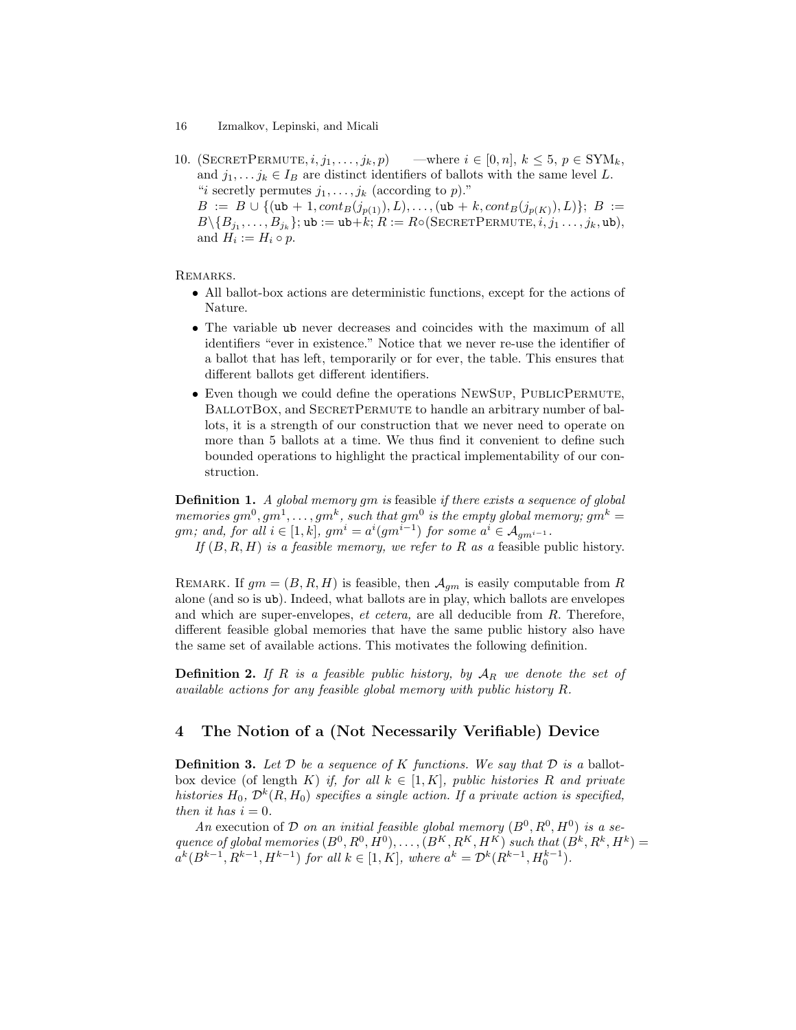10. (SecretPermute, $i, j_1, \ldots, j_k, p$) —where $i \in [0, n]$, $k \leq 5$, $p \in \text{SYM}_k$, and $j_1, \ldots j_k \in I_B$ are distinct identifiers of ballots with the same level $L$.
"$i$ secretly permutes $j_1, \ldots, j_k$ (according to $p$)."
$B := B \cup \{(\texttt{ub} + 1, cont_B(j_{p(1)}), L), \ldots, (\texttt{ub} + k, cont_B(j_{p(K)}), L)\}$; $B := B \setminus \{B_{j_1}, \ldots, B_{j_k}\}$; $\texttt{ub} := \texttt{ub}+k$; $R := R \circ (\text{SecretPermute}, i, j_1 \ldots, j_k, \texttt{ub})$, and $H_i := H_i \circ p$.

Remarks.

- All ballot-box actions are deterministic functions, except for the actions of Nature.
- The variable ub never decreases and coincides with the maximum of all identifiers "ever in existence." Notice that we never re-use the identifier of a ballot that has left, temporarily or for ever, the table. This ensures that different ballots get different identifiers.
- Even though we could define the operations NewSup, PublicPermute, BallotBox, and SecretPermute to handle an arbitrary number of ballots, it is a strength of our construction that we never need to operate on more than 5 ballots at a time. We thus find it convenient to define such bounded operations to highlight the practical implementability of our construction.

**Definition 1.** *A global memory $gm$ is* feasible *if there exists a sequence of global memories $gm^0, gm^1, \ldots, gm^k$, such that $gm^0$ is the empty global memory; $gm^k = gm$; and, for all $i \in [1, k]$, $gm^i = a^i(gm^{i-1})$ for some $a^i \in \mathcal{A}_{gm^{i-1}}$.*

*If $(B, R, H)$ is a feasible memory, we refer to $R$ as a* feasible *public history.*

Remark. If $gm = (B, R, H)$ is feasible, then $\mathcal{A}_{gm}$ is easily computable from $R$ alone (and so is ub). Indeed, what ballots are in play, which ballots are envelopes and which are super-envelopes, *et cetera,* are all deducible from $R$. Therefore, different feasible global memories that have the same public history also have the same set of available actions. This motivates the following definition.

**Definition 2.** *If $R$ is a feasible public history, by $\mathcal{A}_R$ we denote the set of available actions for any feasible global memory with public history $R$.*

## 4 The Notion of a (Not Necessarily Verifiable) Device

**Definition 3.** *Let $\mathcal{D}$ be a sequence of $K$ functions. We say that $\mathcal{D}$ is a* ballot-box device *(of length $K$) if, for all $k \in [1, K]$, public histories $R$ and private histories $H_0$, $\mathcal{D}^k(R, H_0)$ specifies a single action. If a private action is specified, then it has $i = 0$.*

*An* execution *of $\mathcal{D}$ on an initial feasible global memory $(B^0, R^0, H^0)$ is a sequence of global memories $(B^0, R^0, H^0), \ldots, (B^K, R^K, H^K)$ such that $(B^k, R^k, H^k) = a^k(B^{k-1}, R^{k-1}, H^{k-1})$ for all $k \in [1, K]$, where $a^k = \mathcal{D}^k(R^{k-1}, H_0^{k-1})$.*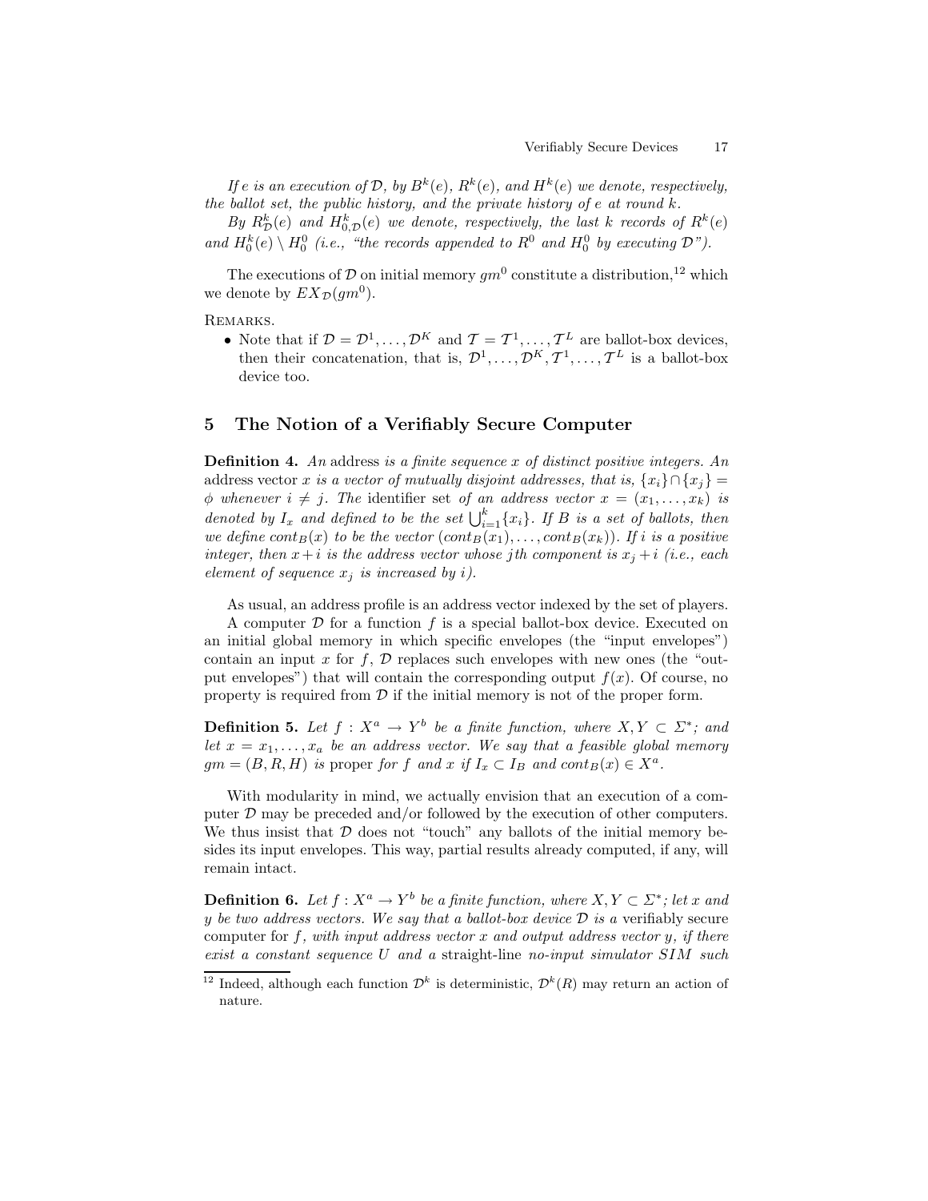*If $e$ is an execution of $\mathcal{D}$, by $B^k(e)$, $R^k(e)$, and $H^k(e)$ we denote, respectively, the ballot set, the public history, and the private history of $e$ at round $k$.*

*By $R^k_{\mathcal{D}}(e)$ and $H^k_{0,\mathcal{D}}(e)$ we denote, respectively, the last $k$ records of $R^k(e)$ and $H^k_0(e) \setminus H^0_0$ (i.e., "the records appended to $R^0$ and $H^0_0$ by executing $\mathcal{D}$").*

The executions of $\mathcal{D}$ on initial memory $gm^0$ constitute a distribution,[12] which we denote by $EX_{\mathcal{D}}(gm^0)$.

Remarks.

- Note that if $\mathcal{D} = \mathcal{D}^1, \ldots, \mathcal{D}^K$ and $\mathcal{T} = \mathcal{T}^1, \ldots, \mathcal{T}^L$ are ballot-box devices, then their concatenation, that is, $\mathcal{D}^1, \ldots, \mathcal{D}^K, \mathcal{T}^1, \ldots, \mathcal{T}^L$ is a ballot-box device too.

## 5 The Notion of a Verifiably Secure Computer

**Definition 4.** *An* address *is a finite sequence $x$ of distinct positive integers. An* address vector *$x$ is a vector of mutually disjoint addresses, that is, $\{x_i\} \cap \{x_j\} = \phi$ whenever $i \neq j$. The* identifier set *of an address vector $x = (x_1, \ldots, x_k)$ is denoted by $I_x$ and defined to be the set $\bigcup_{i=1}^{k} \{x_i\}$. If $B$ is a set of ballots, then we define $cont_B(x)$ to be the vector $(cont_B(x_1), \ldots, cont_B(x_k))$. If $i$ is a positive integer, then $x+i$ is the address vector whose $j$th component is $x_j + i$ (i.e., each element of sequence $x_j$ is increased by $i$).*

As usual, an address profile is an address vector indexed by the set of players.

A computer $\mathcal{D}$ for a function $f$ is a special ballot-box device. Executed on an initial global memory in which specific envelopes (the "input envelopes") contain an input $x$ for $f$, $\mathcal{D}$ replaces such envelopes with new ones (the "output envelopes") that will contain the corresponding output $f(x)$. Of course, no property is required from $\mathcal{D}$ if the initial memory is not of the proper form.

**Definition 5.** *Let $f : X^a \to Y^b$ be a finite function, where $X, Y \subset \Sigma^*$; and let $x = x_1, \ldots, x_a$ be an address vector. We say that a feasible global memory $gm = (B, R, H)$ is* proper *for $f$ and $x$ if $I_x \subset I_B$ and $cont_B(x) \in X^a$.*

With modularity in mind, we actually envision that an execution of a computer $\mathcal{D}$ may be preceded and/or followed by the execution of other computers. We thus insist that $\mathcal{D}$ does not "touch" any ballots of the initial memory besides its input envelopes. This way, partial results already computed, if any, will remain intact.

**Definition 6.** *Let $f : X^a \to Y^b$ be a finite function, where $X, Y \subset \Sigma^*$; let $x$ and $y$ be two address vectors. We say that a ballot-box device $\mathcal{D}$ is a* verifiably secure computer *for $f$, with input address vector $x$ and output address vector $y$, if there exist a constant sequence $U$ and a* straight-line *no-input simulator $SIM$ such*

[12] Indeed, although each function $\mathcal{D}^k$ is deterministic, $\mathcal{D}^k(R)$ may return an action of nature.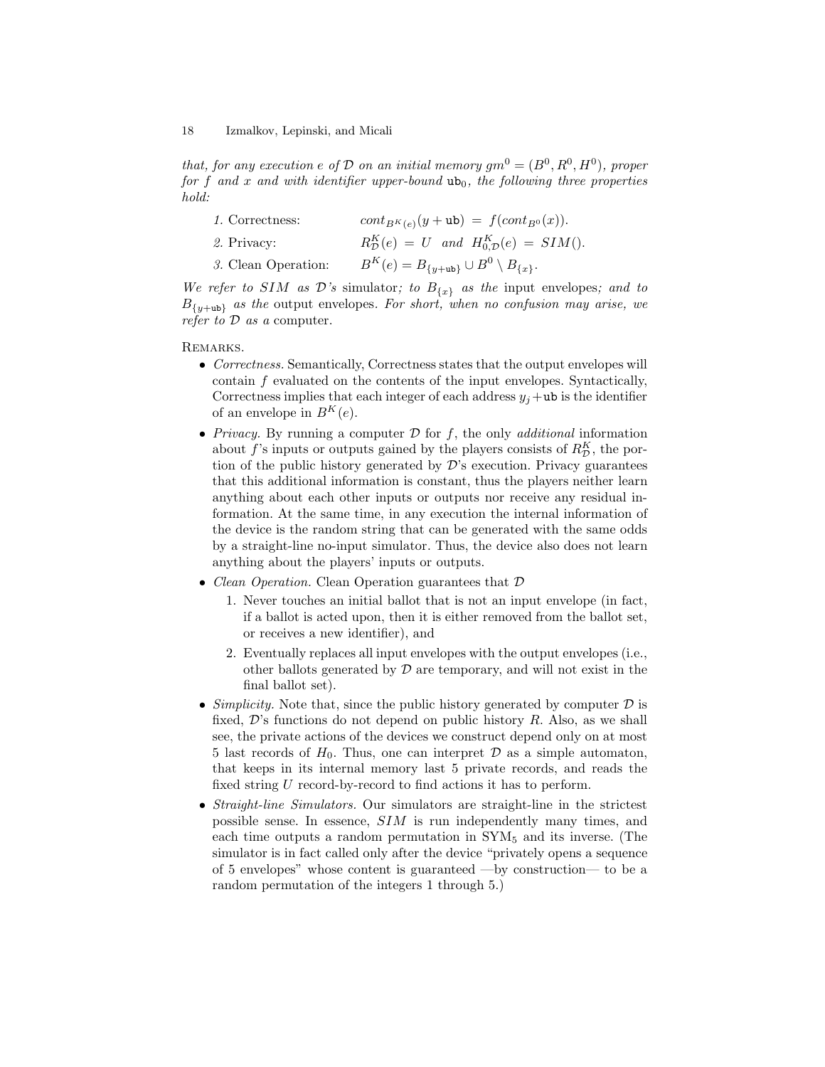*that, for any execution $e$ of $\mathcal{D}$ on an initial memory $gm^0 = (B^0, R^0, H^0)$, proper for $f$ and $x$ and with identifier upper-bound $\mathtt{ub}_0$, the following three properties hold:*

1. Correctness: $\quad cont_{B^K(e)}(y + \mathtt{ub}) = f(cont_{B^0}(x))$.
2. Privacy: $\quad R^K_{\mathcal{D}}(e) = U$ and $H^K_{0,\mathcal{D}}(e) = SIM()$.
3. Clean Operation: $\quad B^K(e) = B_{\{y+\mathtt{ub}\}} \cup B^0 \setminus B_{\{x\}}$.

*We refer to $SIM$ as $\mathcal{D}$'s* simulator*; to $B_{\{x\}}$ as the* input envelopes*; and to $B_{\{y+\mathtt{ub}\}}$ as the* output envelopes*. For short, when no confusion may arise, we refer to $\mathcal{D}$ as a* computer*.*

Remarks.

- *Correctness.* Semantically, Correctness states that the output envelopes will contain $f$ evaluated on the contents of the input envelopes. Syntactically, Correctness implies that each integer of each address $y_j + \mathtt{ub}$ is the identifier of an envelope in $B^K(e)$.
- *Privacy.* By running a computer $\mathcal{D}$ for $f$, the only *additional* information about $f$'s inputs or outputs gained by the players consists of $R^K_{\mathcal{D}}$, the portion of the public history generated by $\mathcal{D}$'s execution. Privacy guarantees that this additional information is constant, thus the players neither learn anything about each other inputs or outputs nor receive any residual information. At the same time, in any execution the internal information of the device is the random string that can be generated with the same odds by a straight-line no-input simulator. Thus, the device also does not learn anything about the players' inputs or outputs.
- *Clean Operation.* Clean Operation guarantees that $\mathcal{D}$
  1. Never touches an initial ballot that is not an input envelope (in fact, if a ballot is acted upon, then it is either removed from the ballot set, or receives a new identifier), and
  2. Eventually replaces all input envelopes with the output envelopes (i.e., other ballots generated by $\mathcal{D}$ are temporary, and will not exist in the final ballot set).
- *Simplicity.* Note that, since the public history generated by computer $\mathcal{D}$ is fixed, $\mathcal{D}$'s functions do not depend on public history $R$. Also, as we shall see, the private actions of the devices we construct depend only on at most 5 last records of $H_0$. Thus, one can interpret $\mathcal{D}$ as a simple automaton, that keeps in its internal memory last 5 private records, and reads the fixed string $U$ record-by-record to find actions it has to perform.
- *Straight-line Simulators.* Our simulators are straight-line in the strictest possible sense. In essence, $SIM$ is run independently many times, and each time outputs a random permutation in $\mathrm{SYM}_5$ and its inverse. (The simulator is in fact called only after the device "privately opens a sequence of 5 envelopes" whose content is guaranteed —by construction— to be a random permutation of the integers 1 through 5.)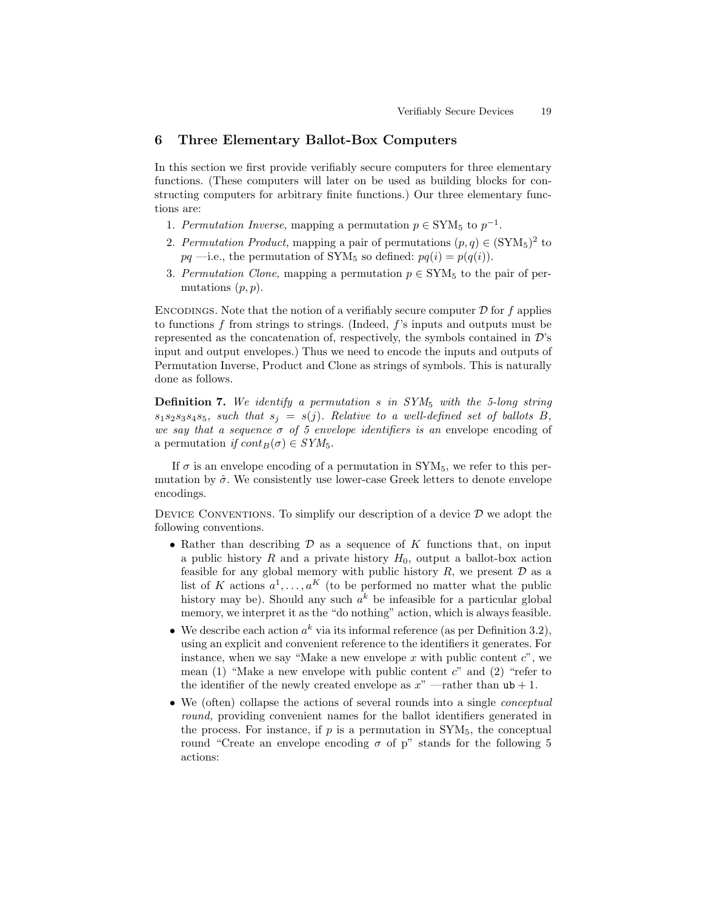## 6 Three Elementary Ballot-Box Computers

In this section we first provide verifiably secure computers for three elementary functions. (These computers will later on be used as building blocks for constructing computers for arbitrary finite functions.) Our three elementary functions are:

1. *Permutation Inverse,* mapping a permutation $p \in \text{SYM}_5$ to $p^{-1}$.
2. *Permutation Product,* mapping a pair of permutations $(p, q) \in (\text{SYM}_5)^2$ to $pq$ —i.e., the permutation of $\text{SYM}_5$ so defined: $pq(i) = p(q(i))$.
3. *Permutation Clone,* mapping a permutation $p \in \text{SYM}_5$ to the pair of permutations $(p, p)$.

Encodings. Note that the notion of a verifiably secure computer $\mathcal{D}$ for $f$ applies to functions $f$ from strings to strings. (Indeed, $f$'s inputs and outputs must be represented as the concatenation of, respectively, the symbols contained in $\mathcal{D}$'s input and output envelopes.) Thus we need to encode the inputs and outputs of Permutation Inverse, Product and Clone as strings of symbols. This is naturally done as follows.

**Definition 7.** *We identify a permutation $s$ in $SYM_5$ with the 5-long string $s_1 s_2 s_3 s_4 s_5$, such that $s_j = s(j)$. Relative to a well-defined set of ballots $B$, we say that a sequence $\sigma$ of 5 envelope identifiers is an* envelope encoding *of* a permutation *if $cont_B(\sigma) \in SYM_5$.*

If $\sigma$ is an envelope encoding of a permutation in $\text{SYM}_5$, we refer to this permutation by $\hat{\sigma}$. We consistently use lower-case Greek letters to denote envelope encodings.

Device Conventions. To simplify our description of a device $\mathcal{D}$ we adopt the following conventions.

- Rather than describing $\mathcal{D}$ as a sequence of $K$ functions that, on input a public history $R$ and a private history $H_0$, output a ballot-box action feasible for any global memory with public history $R$, we present $\mathcal{D}$ as a list of $K$ actions $a^1, \ldots, a^K$ (to be performed no matter what the public history may be). Should any such $a^k$ be infeasible for a particular global memory, we interpret it as the "do nothing" action, which is always feasible.
- We describe each action $a^k$ via its informal reference (as per Definition 3.2), using an explicit and convenient reference to the identifiers it generates. For instance, when we say "Make a new envelope $x$ with public content $c$", we mean (1) "Make a new envelope with public content $c$" and (2) "refer to the identifier of the newly created envelope as $x$" —rather than $\texttt{ub} + 1$.
- We (often) collapse the actions of several rounds into a single *conceptual round,* providing convenient names for the ballot identifiers generated in the process. For instance, if $p$ is a permutation in $\text{SYM}_5$, the conceptual round "Create an envelope encoding $\sigma$ of p" stands for the following 5 actions: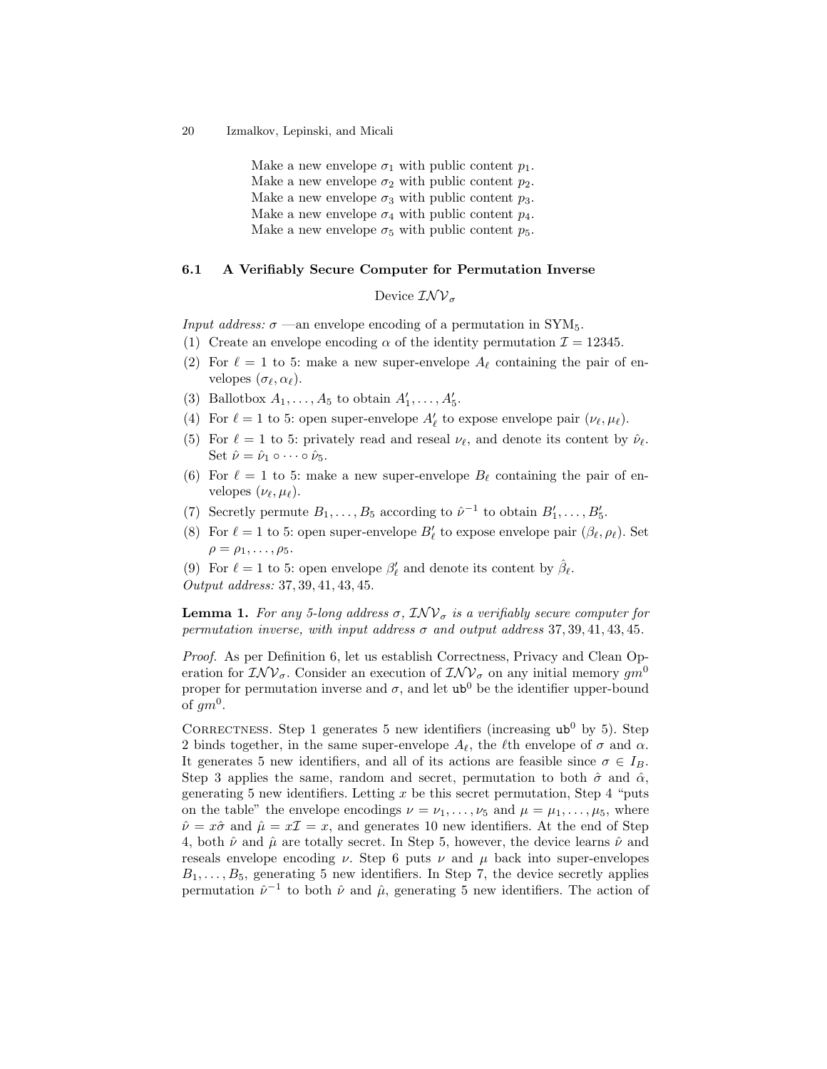Make a new envelope $\sigma_1$ with public content $p_1$.
Make a new envelope $\sigma_2$ with public content $p_2$.
Make a new envelope $\sigma_3$ with public content $p_3$.
Make a new envelope $\sigma_4$ with public content $p_4$.
Make a new envelope $\sigma_5$ with public content $p_5$.

### 6.1 A Verifiably Secure Computer for Permutation Inverse

Device $\mathcal{INV}_\sigma$

*Input address:* $\sigma$ —an envelope encoding of a permutation in $\text{SYM}_5$.

(1) Create an envelope encoding $\alpha$ of the identity permutation $\mathcal{I} = 12345$.
(2) For $\ell = 1$ to 5: make a new super-envelope $A_\ell$ containing the pair of envelopes $(\sigma_\ell, \alpha_\ell)$.
(3) Ballotbox $A_1, \ldots, A_5$ to obtain $A'_1, \ldots, A'_5$.
(4) For $\ell = 1$ to 5: open super-envelope $A'_\ell$ to expose envelope pair $(\nu_\ell, \mu_\ell)$.
(5) For $\ell = 1$ to 5: privately read and reseal $\nu_\ell$, and denote its content by $\hat{\nu}_\ell$. Set $\hat{\nu} = \hat{\nu}_1 \circ \cdots \circ \hat{\nu}_5$.
(6) For $\ell = 1$ to 5: make a new super-envelope $B_\ell$ containing the pair of envelopes $(\nu_\ell, \mu_\ell)$.
(7) Secretly permute $B_1, \ldots, B_5$ according to $\hat{\nu}^{-1}$ to obtain $B'_1, \ldots, B'_5$.
(8) For $\ell = 1$ to 5: open super-envelope $B'_\ell$ to expose envelope pair $(\beta_\ell, \rho_\ell)$. Set $\rho = \rho_1, \ldots, \rho_5$.
(9) For $\ell = 1$ to 5: open envelope $\beta'_\ell$ and denote its content by $\hat{\beta}_\ell$.

*Output address:* 37, 39, 41, 43, 45.

**Lemma 1.** *For any 5-long address $\sigma$, $\mathcal{INV}_\sigma$ is a verifiably secure computer for permutation inverse, with input address $\sigma$ and output address 37, 39, 41, 43, 45.*

*Proof.* As per Definition 6, let us establish Correctness, Privacy and Clean Operation for $\mathcal{INV}_\sigma$. Consider an execution of $\mathcal{INV}_\sigma$ on any initial memory $gm^0$ proper for permutation inverse and $\sigma$, and let $\texttt{ub}^0$ be the identifier upper-bound of $gm^0$.

Correctness. Step 1 generates 5 new identifiers (increasing $\texttt{ub}^0$ by 5). Step 2 binds together, in the same super-envelope $A_\ell$, the $\ell$th envelope of $\sigma$ and $\alpha$. It generates 5 new identifiers, and all of its actions are feasible since $\sigma \in I_B$. Step 3 applies the same, random and secret, permutation to both $\hat{\sigma}$ and $\hat{\alpha}$, generating 5 new identifiers. Letting $x$ be this secret permutation, Step 4 "puts on the table" the envelope encodings $\nu = \nu_1, \ldots, \nu_5$ and $\mu = \mu_1, \ldots, \mu_5$, where $\hat{\nu} = x\hat{\sigma}$ and $\hat{\mu} = x\mathcal{I} = x$, and generates 10 new identifiers. At the end of Step 4, both $\hat{\nu}$ and $\hat{\mu}$ are totally secret. In Step 5, however, the device learns $\hat{\nu}$ and reseals envelope encoding $\nu$. Step 6 puts $\nu$ and $\mu$ back into super-envelopes $B_1, \ldots, B_5$, generating 5 new identifiers. In Step 7, the device secretly applies permutation $\hat{\nu}^{-1}$ to both $\hat{\nu}$ and $\hat{\mu}$, generating 5 new identifiers. The action of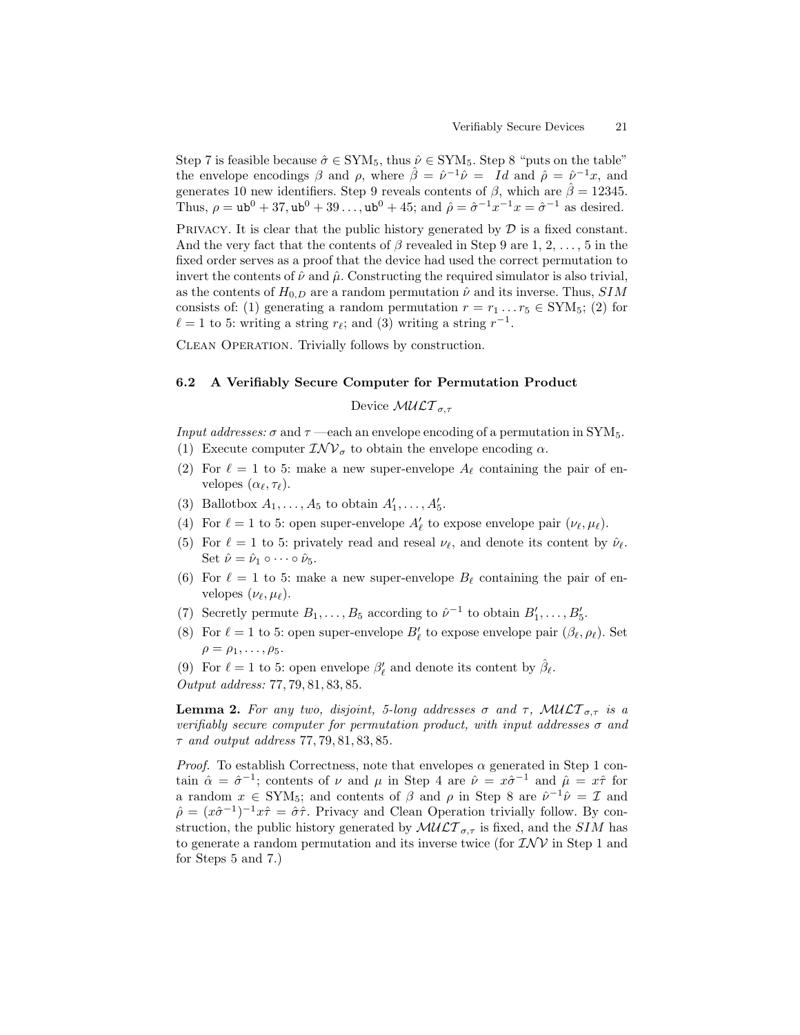Step 7 is feasible because $\hat{\sigma} \in \mathrm{SYM}_5$, thus $\hat{\nu} \in \mathrm{SYM}_5$. Step 8 "puts on the table" the envelope encodings $\beta$ and $\rho$, where $\hat{\beta} = \hat{\nu}^{-1}\hat{\nu} = Id$ and $\hat{\rho} = \hat{\nu}^{-1}x$, and generates 10 new identifiers. Step 9 reveals contents of $\beta$, which are $\hat{\beta} = 12345$. Thus, $\rho = \mathtt{ub}^0 + 37, \mathtt{ub}^0 + 39 \ldots, \mathtt{ub}^0 + 45$; and $\hat{\rho} = \hat{\sigma}^{-1}x^{-1}x = \hat{\sigma}^{-1}$ as desired.

Privacy. It is clear that the public history generated by $\mathcal{D}$ is a fixed constant. And the very fact that the contents of $\beta$ revealed in Step 9 are $1, 2, \ldots, 5$ in the fixed order serves as a proof that the device had used the correct permutation to invert the contents of $\hat{\nu}$ and $\hat{\mu}$. Constructing the required simulator is also trivial, as the contents of $H_{0,D}$ are a random permutation $\hat{\nu}$ and its inverse. Thus, $SIM$ consists of: (1) generating a random permutation $r = r_1 \ldots r_5 \in \mathrm{SYM}_5$; (2) for $\ell = 1$ to 5: writing a string $r_\ell$; and (3) writing a string $r^{-1}$.

Clean Operation. Trivially follows by construction.

### 6.2 A Verifiably Secure Computer for Permutation Product

Device $\mathcal{MULT}_{\sigma,\tau}$

*Input addresses:* $\sigma$ and $\tau$ —each an envelope encoding of a permutation in $\mathrm{SYM}_5$.

(1) Execute computer $\mathcal{INV}_\sigma$ to obtain the envelope encoding $\alpha$.

(2) For $\ell = 1$ to 5: make a new super-envelope $A_\ell$ containing the pair of envelopes $(\alpha_\ell, \tau_\ell)$.

(3) Ballotbox $A_1, \ldots, A_5$ to obtain $A'_1, \ldots, A'_5$.

(4) For $\ell = 1$ to 5: open super-envelope $A'_\ell$ to expose envelope pair $(\nu_\ell, \mu_\ell)$.

(5) For $\ell = 1$ to 5: privately read and reseal $\nu_\ell$, and denote its content by $\hat{\nu}_\ell$. Set $\hat{\nu} = \hat{\nu}_1 \circ \cdots \circ \hat{\nu}_5$.

(6) For $\ell = 1$ to 5: make a new super-envelope $B_\ell$ containing the pair of envelopes $(\nu_\ell, \mu_\ell)$.

(7) Secretly permute $B_1, \ldots, B_5$ according to $\hat{\nu}^{-1}$ to obtain $B'_1, \ldots, B'_5$.

(8) For $\ell = 1$ to 5: open super-envelope $B'_\ell$ to expose envelope pair $(\beta_\ell, \rho_\ell)$. Set $\rho = \rho_1, \ldots, \rho_5$.

(9) For $\ell = 1$ to 5: open envelope $\beta'_\ell$ and denote its content by $\hat{\beta}_\ell$.

*Output address:* 77, 79, 81, 83, 85.

**Lemma 2.** *For any two, disjoint, 5-long addresses $\sigma$ and $\tau$, $\mathcal{MULT}_{\sigma,\tau}$ is a verifiably secure computer for permutation product, with input addresses $\sigma$ and $\tau$ and output address 77, 79, 81, 83, 85.*

*Proof.* To establish Correctness, note that envelopes $\alpha$ generated in Step 1 contain $\hat{\alpha} = \hat{\sigma}^{-1}$; contents of $\nu$ and $\mu$ in Step 4 are $\hat{\nu} = x\hat{\sigma}^{-1}$ and $\hat{\mu} = x\hat{\tau}$ for a random $x \in \mathrm{SYM}_5$; and contents of $\beta$ and $\rho$ in Step 8 are $\hat{\nu}^{-1}\hat{\nu} = \mathcal{I}$ and $\hat{\rho} = (x\hat{\sigma}^{-1})^{-1}x\hat{\tau} = \hat{\sigma}\hat{\tau}$. Privacy and Clean Operation trivially follow. By construction, the public history generated by $\mathcal{MULT}_{\sigma,\tau}$ is fixed, and the $SIM$ has to generate a random permutation and its inverse twice (for $\mathcal{INV}$ in Step 1 and for Steps 5 and 7.)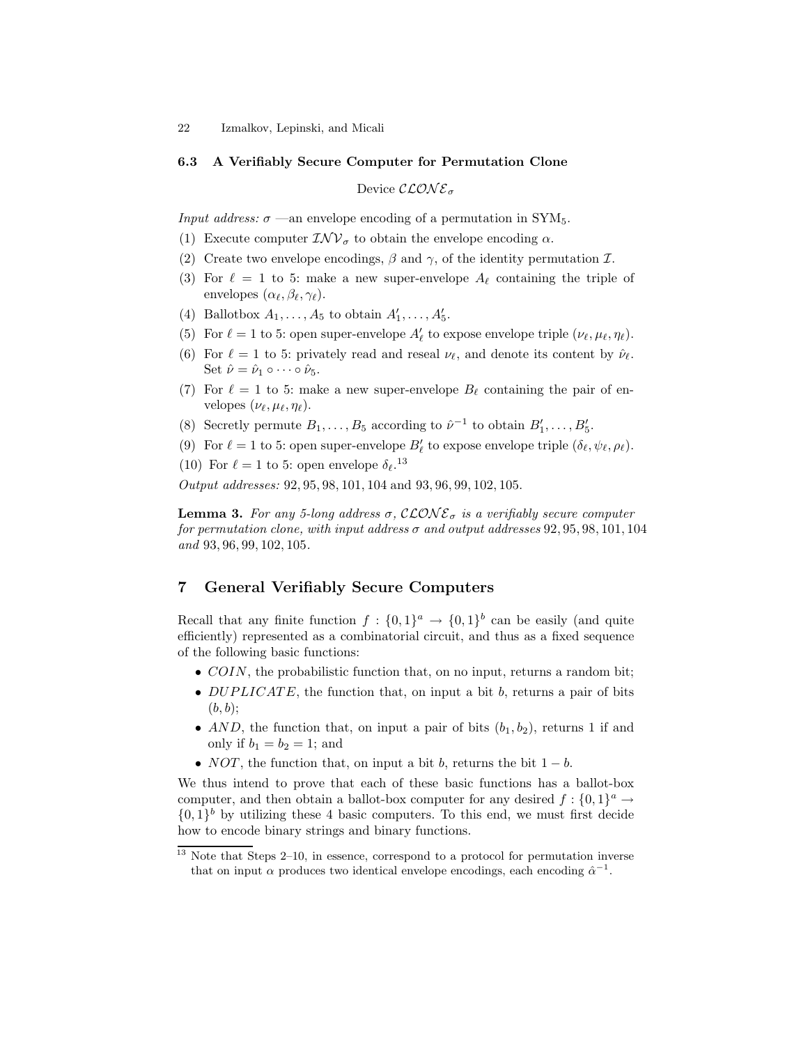### 6.3 A Verifiably Secure Computer for Permutation Clone

Device $\mathcal{CLONE}_\sigma$

*Input address:* $\sigma$ —an envelope encoding of a permutation in $\text{SYM}_5$.

(1) Execute computer $\mathcal{INV}_\sigma$ to obtain the envelope encoding $\alpha$.

(2) Create two envelope encodings, $\beta$ and $\gamma$, of the identity permutation $\mathcal{I}$.

(3) For $\ell = 1$ to 5: make a new super-envelope $A_\ell$ containing the triple of envelopes $(\alpha_\ell, \beta_\ell, \gamma_\ell)$.

(4) Ballotbox $A_1, \ldots, A_5$ to obtain $A'_1, \ldots, A'_5$.

(5) For $\ell = 1$ to 5: open super-envelope $A'_\ell$ to expose envelope triple $(\nu_\ell, \mu_\ell, \eta_\ell)$.

(6) For $\ell = 1$ to 5: privately read and reseal $\nu_\ell$, and denote its content by $\hat{\nu}_\ell$. Set $\hat{\nu} = \hat{\nu}_1 \circ \cdots \circ \hat{\nu}_5$.

(7) For $\ell = 1$ to 5: make a new super-envelope $B_\ell$ containing the pair of envelopes $(\nu_\ell, \mu_\ell, \eta_\ell)$.

(8) Secretly permute $B_1, \ldots, B_5$ according to $\hat{\nu}^{-1}$ to obtain $B'_1, \ldots, B'_5$.

(9) For $\ell = 1$ to 5: open super-envelope $B'_\ell$ to expose envelope triple $(\delta_\ell, \psi_\ell, \rho_\ell)$.

(10) For $\ell = 1$ to 5: open envelope $\delta_\ell$.[13]

*Output addresses:* 92, 95, 98, 101, 104 and 93, 96, 99, 102, 105.

**Lemma 3.** *For any 5-long address $\sigma$, $\mathcal{CLONE}_\sigma$ is a verifiably secure computer for permutation clone, with input address $\sigma$ and output addresses* 92, 95, 98, 101, 104 *and* 93, 96, 99, 102, 105.

## 7 General Verifiably Secure Computers

Recall that any finite function $f : \{0,1\}^a \rightarrow \{0,1\}^b$ can be easily (and quite efficiently) represented as a combinatorial circuit, and thus as a fixed sequence of the following basic functions:

- *COIN*, the probabilistic function that, on no input, returns a random bit;
- *DUPLICATE*, the function that, on input a bit $b$, returns a pair of bits $(b, b)$;
- *AND*, the function that, on input a pair of bits $(b_1, b_2)$, returns 1 if and only if $b_1 = b_2 = 1$; and
- *NOT*, the function that, on input a bit $b$, returns the bit $1 - b$.

We thus intend to prove that each of these basic functions has a ballot-box computer, and then obtain a ballot-box computer for any desired $f : \{0,1\}^a \rightarrow \{0,1\}^b$ by utilizing these 4 basic computers. To this end, we must first decide how to encode binary strings and binary functions.

[13] Note that Steps 2–10, in essence, correspond to a protocol for permutation inverse that on input $\alpha$ produces two identical envelope encodings, each encoding $\hat{\alpha}^{-1}$.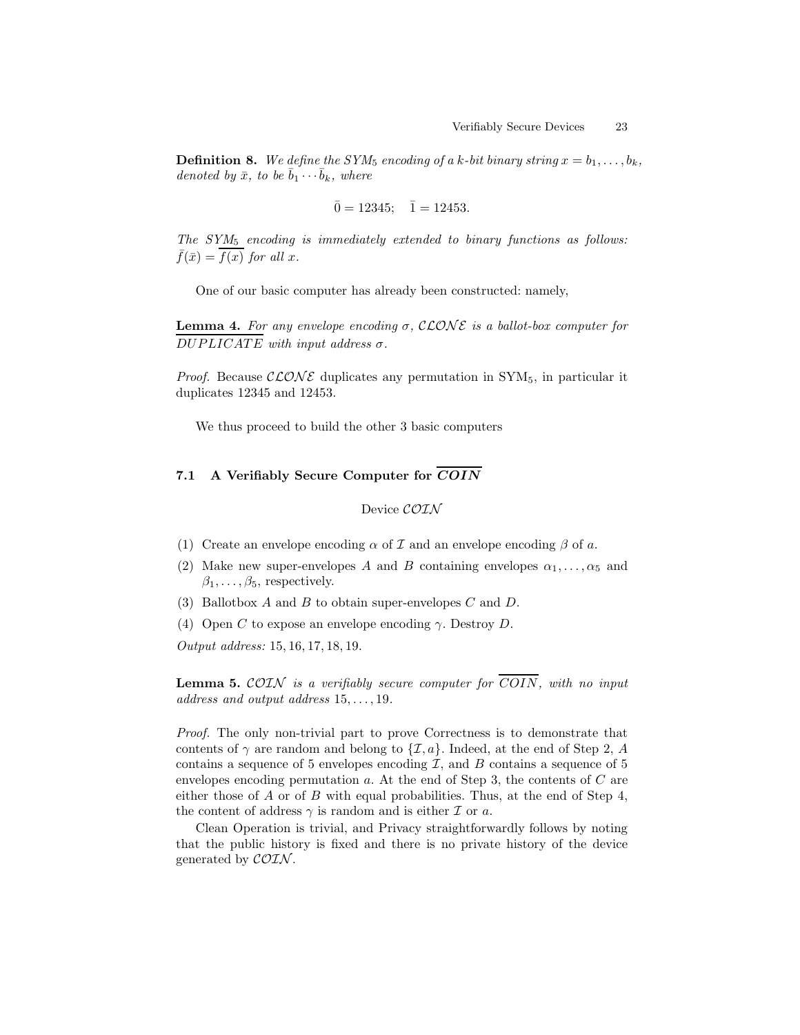**Definition 8.** *We define the $SYM_5$ encoding of a k-bit binary string $x = b_1, \ldots, b_k$, denoted by $\bar{x}$, to be $\bar{b}_1 \cdots \bar{b}_k$, where*

$$\bar{0} = 12345; \quad \bar{1} = 12453.$$

*The $SYM_5$ encoding is immediately extended to binary functions as follows: $\bar{f}(\bar{x}) = \overline{f(x)}$ for all $x$.*

One of our basic computer has already been constructed: namely,

**Lemma 4.** *For any envelope encoding $\sigma$, $\mathcal{CLONE}$ is a ballot-box computer for $\overline{DUPLICATE}$ with input address $\sigma$.*

*Proof.* Because $\mathcal{CLONE}$ duplicates any permutation in $\text{SYM}_5$, in particular it duplicates 12345 and 12453.

We thus proceed to build the other 3 basic computers

### 7.1 A Verifiably Secure Computer for $\overline{COIN}$

Device $\mathcal{COIN}$

(1) Create an envelope encoding $\alpha$ of $\mathcal{I}$ and an envelope encoding $\beta$ of $a$.

(2) Make new super-envelopes $A$ and $B$ containing envelopes $\alpha_1, \ldots, \alpha_5$ and $\beta_1, \ldots, \beta_5$, respectively.

(3) Ballotbox $A$ and $B$ to obtain super-envelopes $C$ and $D$.

(4) Open $C$ to expose an envelope encoding $\gamma$. Destroy $D$.

*Output address:* $15, 16, 17, 18, 19$.

**Lemma 5.** *$\mathcal{COIN}$ is a verifiably secure computer for $\overline{COIN}$, with no input address and output address $15, \ldots, 19$.*

*Proof.* The only non-trivial part to prove Correctness is to demonstrate that contents of $\gamma$ are random and belong to $\{\mathcal{I}, a\}$. Indeed, at the end of Step 2, $A$ contains a sequence of 5 envelopes encoding $\mathcal{I}$, and $B$ contains a sequence of 5 envelopes encoding permutation $a$. At the end of Step 3, the contents of $C$ are either those of $A$ or of $B$ with equal probabilities. Thus, at the end of Step 4, the content of address $\gamma$ is random and is either $\mathcal{I}$ or $a$.

Clean Operation is trivial, and Privacy straightforwardly follows by noting that the public history is fixed and there is no private history of the device generated by $\mathcal{COIN}$.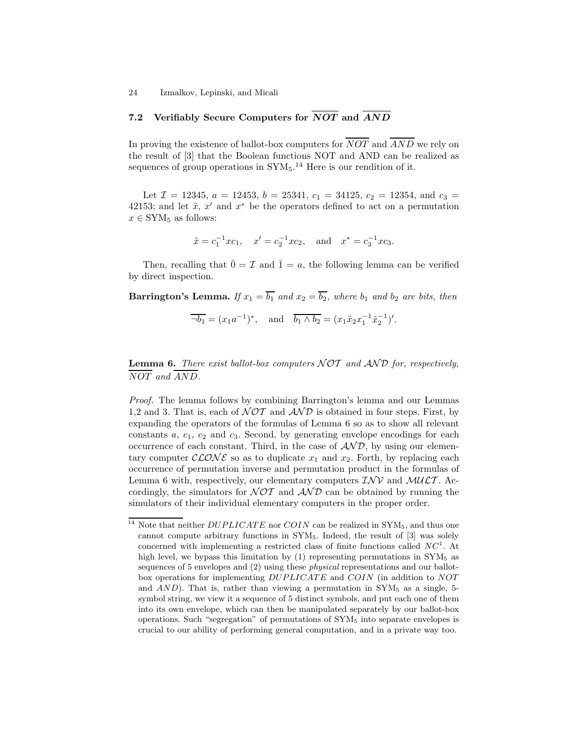### 7.2 Verifiably Secure Computers for $\overline{NOT}$ and $\overline{AND}$

In proving the existence of ballot-box computers for $\overline{NOT}$ and $\overline{AND}$ we rely on the result of [3] that the Boolean functions NOT and AND can be realized as sequences of group operations in $\mathrm{SYM}_5$.[14] Here is our rendition of it.

Let $\mathcal{I} = 12345$, $a = 12453$, $b = 25341$, $c_1 = 34125$, $c_2 = 12354$, and $c_3 = 42153$; and let $\tilde{x}$, $x'$ and $x^*$ be the operators defined to act on a permutation $x \in \mathrm{SYM}_5$ as follows:

$$\tilde{x} = c_1^{-1} x c_1, \quad x' = c_2^{-1} x c_2, \quad \text{and} \quad x^* = c_3^{-1} x c_3.$$

Then, recalling that $\bar{0} = \mathcal{I}$ and $\bar{1} = a$, the following lemma can be verified by direct inspection.

**Barrington's Lemma.** *If $x_1 = \overline{b_1}$ and $x_2 = \overline{b_2}$, where $b_1$ and $b_2$ are bits, then*

$$\overline{\neg b_1} = (x_1 a^{-1})^*, \quad \text{and} \quad \overline{b_1 \wedge b_2} = (x_1 \tilde{x}_2 x_1^{-1} \tilde{x}_2^{-1})'.$$

**Lemma 6.** *There exist ballot-box computers $\mathcal{NOT}$ and $\mathcal{AND}$ for, respectively, $\overline{NOT}$ and $\overline{AND}$.*

*Proof.* The lemma follows by combining Barrington's lemma and our Lemmas 1,2 and 3. That is, each of $\mathcal{NOT}$ and $\mathcal{AND}$ is obtained in four steps. First, by expanding the operators of the formulas of Lemma 6 so as to show all relevant constants $a$, $c_1$, $c_2$ and $c_3$. Second, by generating envelope encodings for each occurrence of each constant. Third, in the case of $\mathcal{AND}$, by using our elementary computer $\mathcal{CLONE}$ so as to duplicate $x_1$ and $x_2$. Forth, by replacing each occurrence of permutation inverse and permutation product in the formulas of Lemma 6 with, respectively, our elementary computers $\mathcal{INV}$ and $\mathcal{MULT}$. Accordingly, the simulators for $\mathcal{NOT}$ and $\mathcal{AND}$ can be obtained by running the simulators of their individual elementary computers in the proper order.

---

[14] Note that neither $DUPLICATE$ nor $COIN$ can be realized in $\mathrm{SYM}_5$, and thus one cannot compute arbitrary functions in $\mathrm{SYM}_5$. Indeed, the result of [3] was solely concerned with implementing a restricted class of finite functions called $NC^1$. At high level, we bypass this limitation by (1) representing permutations in $\mathrm{SYM}_5$ as sequences of 5 envelopes and (2) using these *physical* representations and our ballot-box operations for implementing $DUPLICATE$ and $COIN$ (in addition to $NOT$ and $AND$). That is, rather than viewing a permutation in $\mathrm{SYM}_5$ as a single, 5-symbol string, we view it a sequence of 5 distinct symbols, and put each one of them into its own envelope, which can then be manipulated separately by our ballot-box operations. Such "segregation" of permutations of $\mathrm{SYM}_5$ into separate envelopes is crucial to our ability of performing general computation, and in a private way too.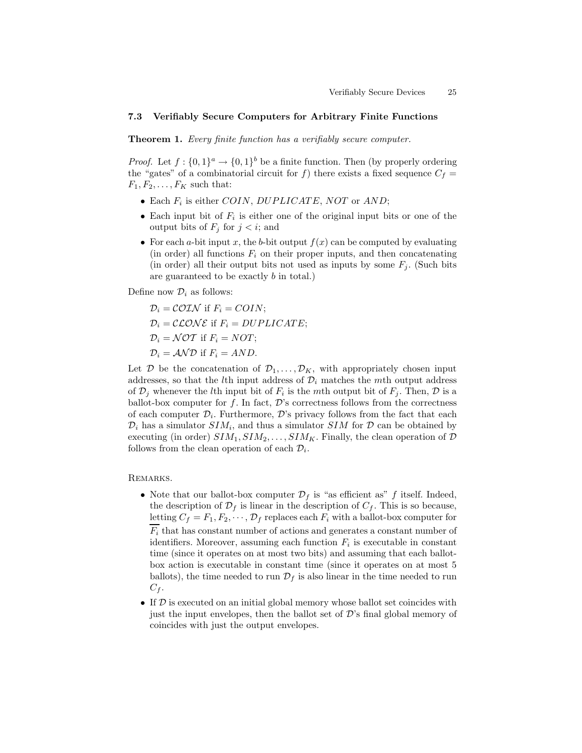### 7.3 Verifiably Secure Computers for Arbitrary Finite Functions

**Theorem 1.** *Every finite function has a verifiably secure computer.*

*Proof.* Let $f : \{0,1\}^a \rightarrow \{0,1\}^b$ be a finite function. Then (by properly ordering the "gates" of a combinatorial circuit for $f$) there exists a fixed sequence $C_f = F_1, F_2, \ldots, F_K$ such that:

- Each $F_i$ is either $COIN$, $DUPLICATE$, $NOT$ or $AND$;
- Each input bit of $F_i$ is either one of the original input bits or one of the output bits of $F_j$ for $j < i$; and
- For each $a$-bit input $x$, the $b$-bit output $f(x)$ can be computed by evaluating (in order) all functions $F_i$ on their proper inputs, and then concatenating (in order) all their output bits not used as inputs by some $F_j$. (Such bits are guaranteed to be exactly $b$ in total.)

Define now $\mathcal{D}_i$ as follows:

$\mathcal{D}_i = \mathcal{COIN}$ if $F_i = COIN$;

$\mathcal{D}_i = \mathcal{CLONE}$ if $F_i = DUPLICATE$;

$\mathcal{D}_i = \mathcal{NOT}$ if $F_i = NOT$;

$\mathcal{D}_i = \mathcal{AND}$ if $F_i = AND$.

Let $\mathcal{D}$ be the concatenation of $\mathcal{D}_1, \ldots, \mathcal{D}_K$, with appropriately chosen input addresses, so that the $l$th input address of $\mathcal{D}_i$ matches the $m$th output address of $\mathcal{D}_j$ whenever the $l$th input bit of $F_i$ is the $m$th output bit of $F_j$. Then, $\mathcal{D}$ is a ballot-box computer for $f$. In fact, $\mathcal{D}$'s correctness follows from the correctness of each computer $\mathcal{D}_i$. Furthermore, $\mathcal{D}$'s privacy follows from the fact that each $\mathcal{D}_i$ has a simulator $SIM_i$, and thus a simulator $SIM$ for $\mathcal{D}$ can be obtained by executing (in order) $SIM_1, SIM_2, \ldots, SIM_K$. Finally, the clean operation of $\mathcal{D}$ follows from the clean operation of each $\mathcal{D}_i$.

Remarks.

- Note that our ballot-box computer $\mathcal{D}_f$ is "as efficient as" $f$ itself. Indeed, the description of $\mathcal{D}_f$ is linear in the description of $C_f$. This is so because, letting $C_f = F_1, F_2, \cdots$, $\mathcal{D}_f$ replaces each $F_i$ with a ballot-box computer for $F_i$ that has constant number of actions and generates a constant number of identifiers. Moreover, assuming each function $F_i$ is executable in constant time (since it operates on at most two bits) and assuming that each ballot-box action is executable in constant time (since it operates on at most 5 ballots), the time needed to run $\mathcal{D}_f$ is also linear in the time needed to run $C_f$.
- If $\mathcal{D}$ is executed on an initial global memory whose ballot set coincides with just the input envelopes, then the ballot set of $\mathcal{D}$'s final global memory of coincides with just the output envelopes.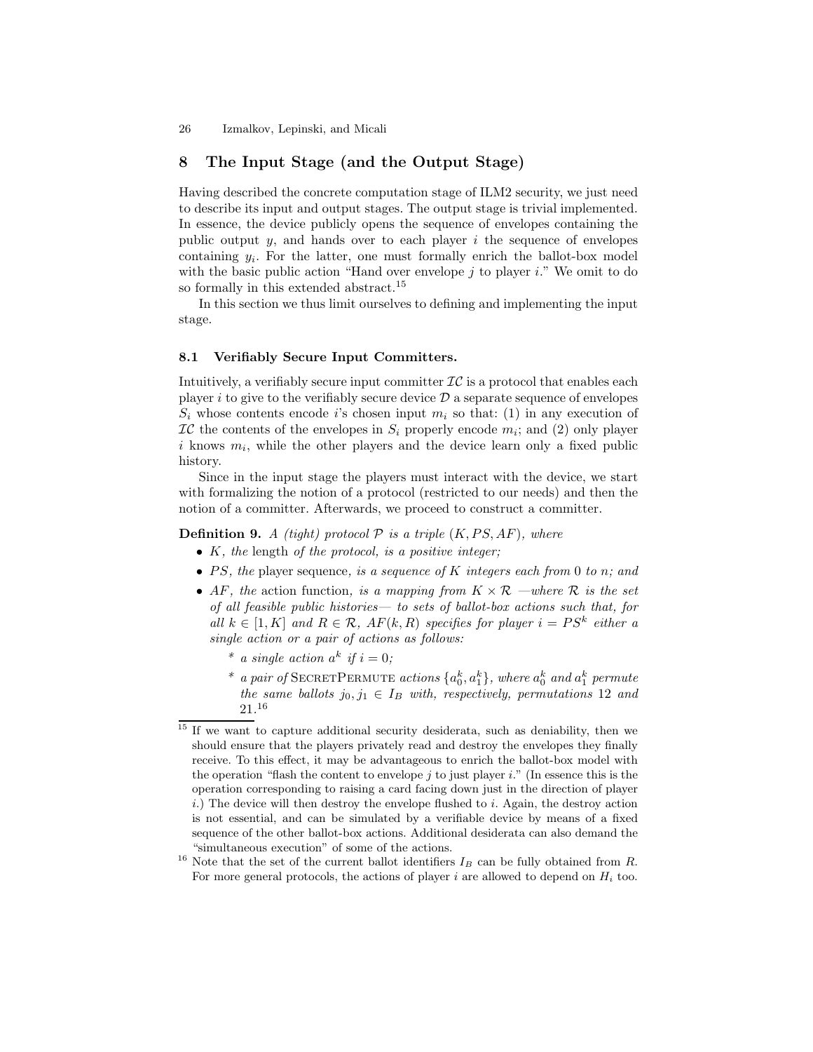## 8 The Input Stage (and the Output Stage)

Having described the concrete computation stage of ILM2 security, we just need to describe its input and output stages. The output stage is trivial implemented. In essence, the device publicly opens the sequence of envelopes containing the public output $y$, and hands over to each player $i$ the sequence of envelopes containing $y_i$. For the latter, one must formally enrich the ballot-box model with the basic public action "Hand over envelope $j$ to player $i$." We omit to do so formally in this extended abstract.[15]

In this section we thus limit ourselves to defining and implementing the input stage.

### 8.1 Verifiably Secure Input Committers.

Intuitively, a verifiably secure input committer $\mathcal{IC}$ is a protocol that enables each player $i$ to give to the verifiably secure device $\mathcal{D}$ a separate sequence of envelopes $S_i$ whose contents encode $i$'s chosen input $m_i$ so that: (1) in any execution of $\mathcal{IC}$ the contents of the envelopes in $S_i$ properly encode $m_i$; and (2) only player $i$ knows $m_i$, while the other players and the device learn only a fixed public history.

Since in the input stage the players must interact with the device, we start with formalizing the notion of a protocol (restricted to our needs) and then the notion of a committer. Afterwards, we proceed to construct a committer.

**Definition 9.** *A (tight) protocol $\mathcal{P}$ is a triple $(K, PS, AF)$, where*

- *$K$, the* length *of the protocol, is a positive integer;*
- *$PS$, the* player sequence*, is a sequence of $K$ integers each from $0$ to $n$; and*
- *$AF$, the* action function*, is a mapping from $K \times \mathcal{R}$ —where $\mathcal{R}$ is the set of all feasible public histories— to sets of ballot-box actions such that, for all $k \in [1, K]$ and $R \in \mathcal{R}$, $AF(k, R)$ specifies for player $i = PS^k$ either a single action or a pair of actions as follows:*
  - *\* a single action $a^k$ if $i = 0$;*
  - *\* a pair of* SecretPermute *actions $\{a_0^k, a_1^k\}$, where $a_0^k$ and $a_1^k$ permute the same ballots $j_0, j_1 \in I_B$ with, respectively, permutations 12 and 21.*[16]

---

[15] If we want to capture additional security desiderata, such as deniability, then we should ensure that the players privately read and destroy the envelopes they finally receive. To this effect, it may be advantageous to enrich the ballot-box model with the operation "flash the content to envelope $j$ to just player $i$." (In essence this is the operation corresponding to raising a card facing down just in the direction of player $i$.) The device will then destroy the envelope flushed to $i$. Again, the destroy action is not essential, and can be simulated by a verifiable device by means of a fixed sequence of the other ballot-box actions. Additional desiderata can also demand the "simultaneous execution" of some of the actions.

[16] Note that the set of the current ballot identifiers $I_B$ can be fully obtained from $R$. For more general protocols, the actions of player $i$ are allowed to depend on $H_i$ too.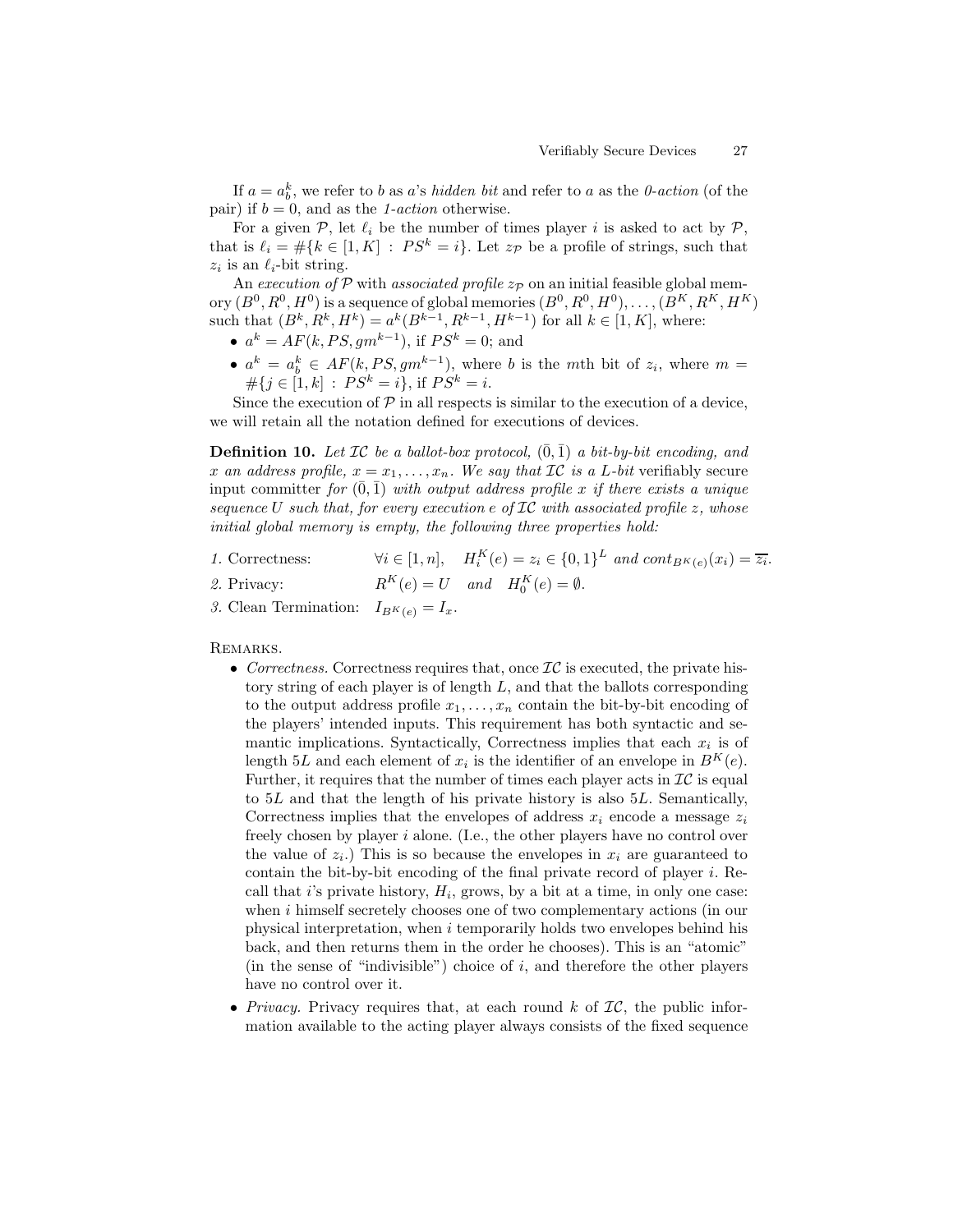If $a = a_b^k$, we refer to $b$ as $a$'s *hidden bit* and refer to $a$ as the *0-action* (of the pair) if $b = 0$, and as the *1-action* otherwise.

For a given $\mathcal{P}$, let $\ell_i$ be the number of times player $i$ is asked to act by $\mathcal{P}$, that is $\ell_i = \#\{k \in [1, K] : PS^k = i\}$. Let $z_{\mathcal{P}}$ be a profile of strings, such that $z_i$ is an $\ell_i$-bit string.

An *execution of* $\mathcal{P}$ with *associated profile* $z_{\mathcal{P}}$ on an initial feasible global memory $(B^0, R^0, H^0)$ is a sequence of global memories $(B^0, R^0, H^0), \ldots, (B^K, R^K, H^K)$ such that $(B^k, R^k, H^k) = a^k(B^{k-1}, R^{k-1}, H^{k-1})$ for all $k \in [1, K]$, where:

- $a^k = AF(k, PS, gm^{k-1})$, if $PS^k = 0$; and
- $a^k = a_b^k \in AF(k, PS, gm^{k-1})$, where $b$ is the $m$th bit of $z_i$, where $m = \#\{j \in [1, k] : PS^k = i\}$, if $PS^k = i$.

Since the execution of $\mathcal{P}$ in all respects is similar to the execution of a device, we will retain all the notation defined for executions of devices.

**Definition 10.** *Let $\mathcal{IC}$ be a ballot-box protocol, $(\bar{0}, \bar{1})$ a bit-by-bit encoding, and $x$ an address profile, $x = x_1, \ldots, x_n$. We say that $\mathcal{IC}$ is a $L$-bit* verifiably secure input committer *for $(\bar{0}, \bar{1})$ with output address profile $x$ if there exists a unique sequence $U$ such that, for every execution $e$ of $\mathcal{IC}$ with associated profile $z$, whose initial global memory is empty, the following three properties hold:*

1. Correctness: $\quad \forall i \in [1, n], \quad H_i^K(e) = z_i \in \{0, 1\}^L$ *and* $cont_{B^K(e)}(x_i) = \overline{z_i}$.
2. Privacy: $\quad R^K(e) = U \quad$ *and* $\quad H_0^K(e) = \emptyset$.
3. Clean Termination: $\quad I_{B^K(e)} = I_x$.

Remarks.

- *Correctness.* Correctness requires that, once $\mathcal{IC}$ is executed, the private history string of each player is of length $L$, and that the ballots corresponding to the output address profile $x_1, \ldots, x_n$ contain the bit-by-bit encoding of the players' intended inputs. This requirement has both syntactic and semantic implications. Syntactically, Correctness implies that each $x_i$ is of length $5L$ and each element of $x_i$ is the identifier of an envelope in $B^K(e)$. Further, it requires that the number of times each player acts in $\mathcal{IC}$ is equal to $5L$ and that the length of his private history is also $5L$. Semantically, Correctness implies that the envelopes of address $x_i$ encode a message $z_i$ freely chosen by player $i$ alone. (I.e., the other players have no control over the value of $z_i$.) This is so because the envelopes in $x_i$ are guaranteed to contain the bit-by-bit encoding of the final private record of player $i$. Recall that $i$'s private history, $H_i$, grows, by a bit at a time, in only one case: when $i$ himself secretely chooses one of two complementary actions (in our physical interpretation, when $i$ temporarily holds two envelopes behind his back, and then returns them in the order he chooses). This is an "atomic" (in the sense of "indivisible") choice of $i$, and therefore the other players have no control over it.
- *Privacy.* Privacy requires that, at each round $k$ of $\mathcal{IC}$, the public information available to the acting player always consists of the fixed sequence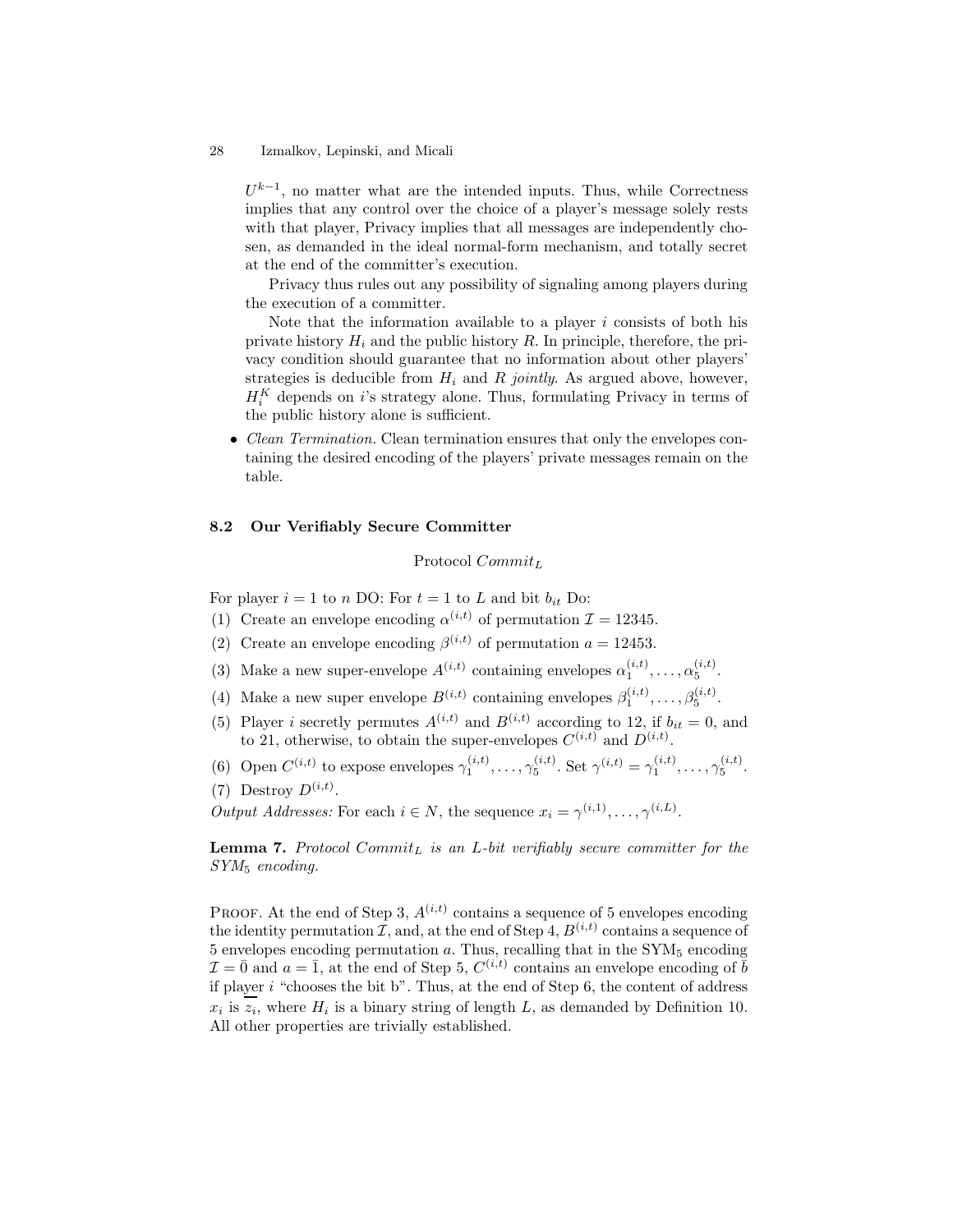$U^{k-1}$, no matter what are the intended inputs. Thus, while Correctness implies that any control over the choice of a player's message solely rests with that player, Privacy implies that all messages are independently chosen, as demanded in the ideal normal-form mechanism, and totally secret at the end of the committer's execution.

Privacy thus rules out any possibility of signaling among players during the execution of a committer.

Note that the information available to a player $i$ consists of both his private history $H_i$ and the public history $R$. In principle, therefore, the privacy condition should guarantee that no information about other players' strategies is deducible from $H_i$ and $R$ *jointly*. As argued above, however, $H_i^K$ depends on $i$'s strategy alone. Thus, formulating Privacy in terms of the public history alone is sufficient.

- *Clean Termination.* Clean termination ensures that only the envelopes containing the desired encoding of the players' private messages remain on the table.

### 8.2 Our Verifiably Secure Committer

Protocol $Commit_L$

For player $i = 1$ to $n$ DO: For $t = 1$ to $L$ and bit $b_{it}$ Do:

(1) Create an envelope encoding $\alpha^{(i,t)}$ of permutation $\mathcal{I} = 12345$.
(2) Create an envelope encoding $\beta^{(i,t)}$ of permutation $a = 12453$.
(3) Make a new super-envelope $A^{(i,t)}$ containing envelopes $\alpha_1^{(i,t)}, \ldots, \alpha_5^{(i,t)}$.
(4) Make a new super envelope $B^{(i,t)}$ containing envelopes $\beta_1^{(i,t)}, \ldots, \beta_5^{(i,t)}$.
(5) Player $i$ secretly permutes $A^{(i,t)}$ and $B^{(i,t)}$ according to 12, if $b_{it} = 0$, and to 21, otherwise, to obtain the super-envelopes $C^{(i,t)}$ and $D^{(i,t)}$.
(6) Open $C^{(i,t)}$ to expose envelopes $\gamma_1^{(i,t)}, \ldots, \gamma_5^{(i,t)}$. Set $\gamma^{(i,t)} = \gamma_1^{(i,t)}, \ldots, \gamma_5^{(i,t)}$.
(7) Destroy $D^{(i,t)}$.

*Output Addresses:* For each $i \in N$, the sequence $x_i = \gamma^{(i,1)}, \ldots, \gamma^{(i,L)}$.

**Lemma 7.** *Protocol $Commit_L$ is an $L$-bit verifiably secure committer for the $SYM_5$ encoding.*

Proof. At the end of Step 3, $A^{(i,t)}$ contains a sequence of 5 envelopes encoding the identity permutation $\mathcal{I}$, and, at the end of Step 4, $B^{(i,t)}$ contains a sequence of 5 envelopes encoding permutation $a$. Thus, recalling that in the $\mathrm{SYM}_5$ encoding $\mathcal{I} = \bar{0}$ and $a = \bar{1}$, at the end of Step 5, $C^{(i,t)}$ contains an envelope encoding of $\bar{b}$ if player $i$ "chooses the bit b". Thus, at the end of Step 6, the content of address $x_i$ is $\overline{z_i}$, where $H_i$ is a binary string of length $L$, as demanded by Definition 10. All other properties are trivially established.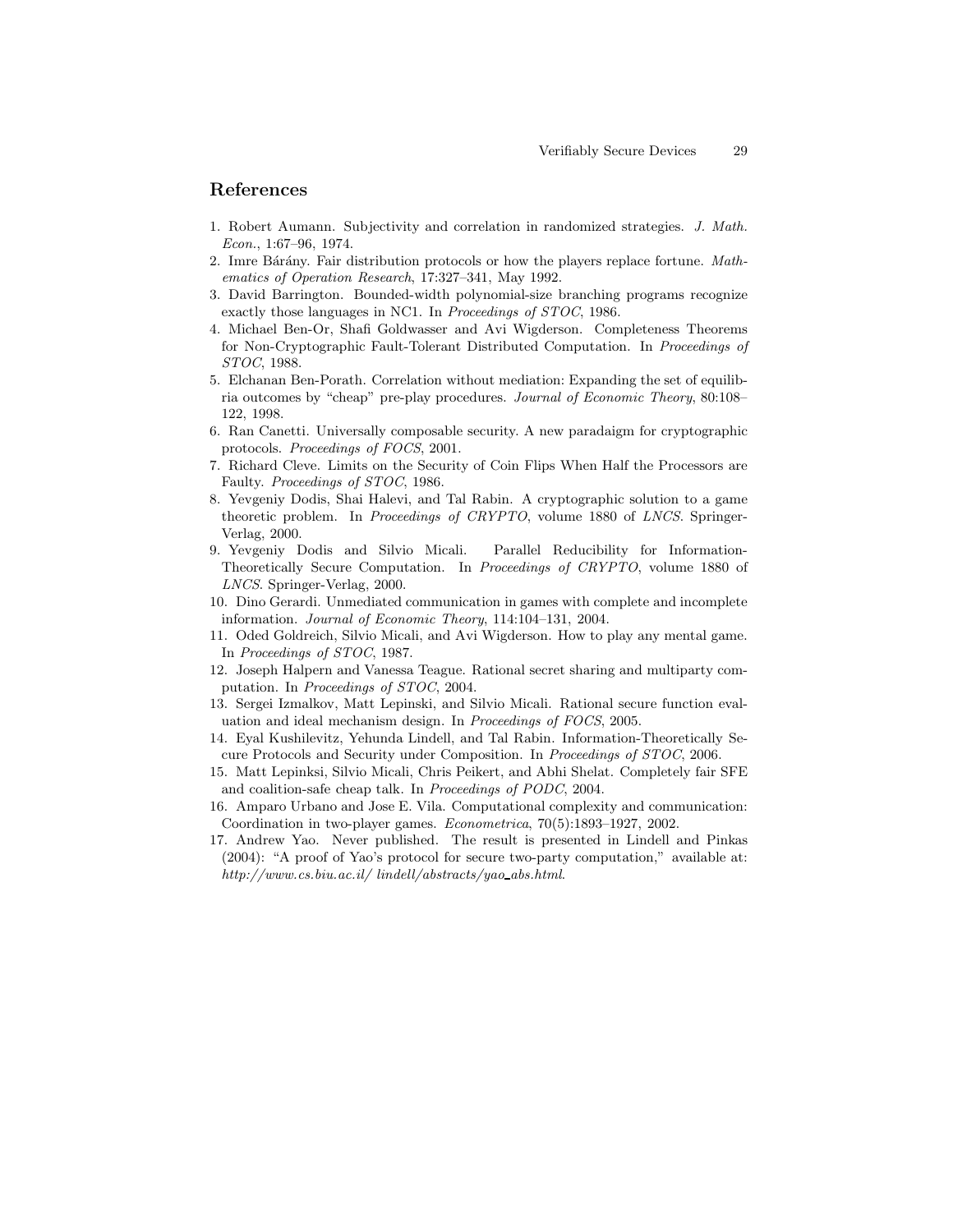## References

1. Robert Aumann. Subjectivity and correlation in randomized strategies. *J. Math. Econ.*, 1:67–96, 1974.
2. Imre Bárány. Fair distribution protocols or how the players replace fortune. *Mathematics of Operation Research*, 17:327–341, May 1992.
3. David Barrington. Bounded-width polynomial-size branching programs recognize exactly those languages in NC1. In *Proceedings of STOC*, 1986.
4. Michael Ben-Or, Shafi Goldwasser and Avi Wigderson. Completeness Theorems for Non-Cryptographic Fault-Tolerant Distributed Computation. In *Proceedings of STOC*, 1988.
5. Elchanan Ben-Porath. Correlation without mediation: Expanding the set of equilibria outcomes by "cheap" pre-play procedures. *Journal of Economic Theory*, 80:108–122, 1998.
6. Ran Canetti. Universally composable security. A new paradaigm for cryptographic protocols. *Proceedings of FOCS*, 2001.
7. Richard Cleve. Limits on the Security of Coin Flips When Half the Processors are Faulty. *Proceedings of STOC*, 1986.
8. Yevgeniy Dodis, Shai Halevi, and Tal Rabin. A cryptographic solution to a game theoretic problem. In *Proceedings of CRYPTO*, volume 1880 of *LNCS*. Springer-Verlag, 2000.
9. Yevgeniy Dodis and Silvio Micali. Parallel Reducibility for Information-Theoretically Secure Computation. In *Proceedings of CRYPTO*, volume 1880 of *LNCS*. Springer-Verlag, 2000.
10. Dino Gerardi. Unmediated communication in games with complete and incomplete information. *Journal of Economic Theory*, 114:104–131, 2004.
11. Oded Goldreich, Silvio Micali, and Avi Wigderson. How to play any mental game. In *Proceedings of STOC*, 1987.
12. Joseph Halpern and Vanessa Teague. Rational secret sharing and multiparty computation. In *Proceedings of STOC*, 2004.
13. Sergei Izmalkov, Matt Lepinski, and Silvio Micali. Rational secure function evaluation and ideal mechanism design. In *Proceedings of FOCS*, 2005.
14. Eyal Kushilevitz, Yehunda Lindell, and Tal Rabin. Information-Theoretically Secure Protocols and Security under Composition. In *Proceedings of STOC*, 2006.
15. Matt Lepinksi, Silvio Micali, Chris Peikert, and Abhi Shelat. Completely fair SFE and coalition-safe cheap talk. In *Proceedings of PODC*, 2004.
16. Amparo Urbano and Jose E. Vila. Computational complexity and communication: Coordination in two-player games. *Econometrica*, 70(5):1893–1927, 2002.
17. Andrew Yao. Never published. The result is presented in Lindell and Pinkas (2004): "A proof of Yao's protocol for secure two-party computation," available at: *http://www.cs.biu.ac.il/ lindell/abstracts/yao_abs.html*.